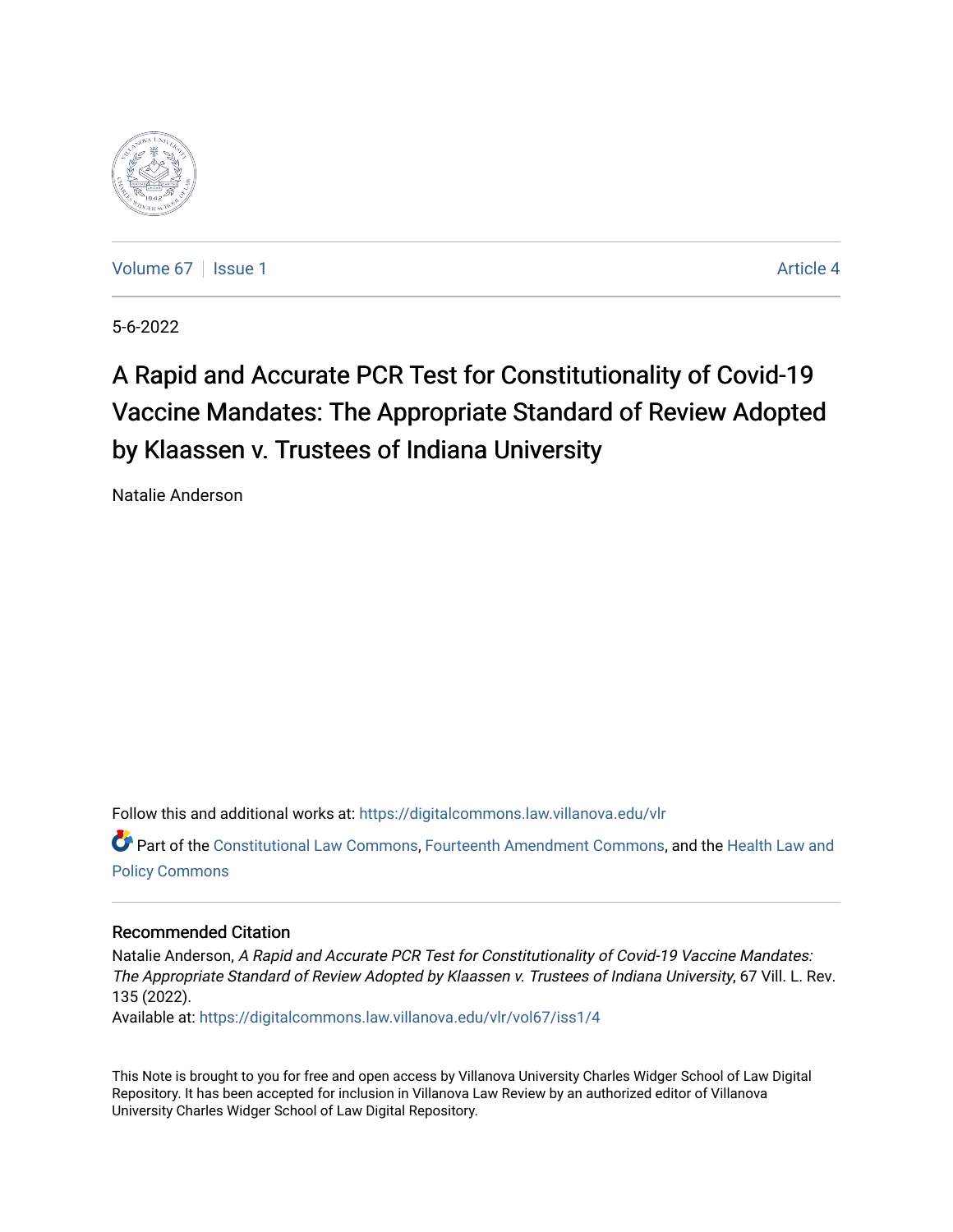Volume 67 | Issue 1 | Article 4

5-6-2022

# A Rapid and Accurate PCR Test for Constitutionality of Covid-19 Vaccine Mandates: The Appropriate Standard of Review Adopted by Klaassen v. Trustees of Indiana University

Natalie Anderson

Follow this and additional works at: https://digitalcommons.law.villanova.edu/vlr

Part of the Constitutional Law Commons, Fourteenth Amendment Commons, and the Health Law and Policy Commons

## Recommended Citation

Natalie Anderson, *A Rapid and Accurate PCR Test for Constitutionality of Covid-19 Vaccine Mandates: The Appropriate Standard of Review Adopted by Klaassen v. Trustees of Indiana University*, 67 Vill. L. Rev. 135 (2022).

Available at: https://digitalcommons.law.villanova.edu/vlr/vol67/iss1/4

This Note is brought to you for free and open access by Villanova University Charles Widger School of Law Digital Repository. It has been accepted for inclusion in Villanova Law Review by an authorized editor of Villanova University Charles Widger School of Law Digital Repository.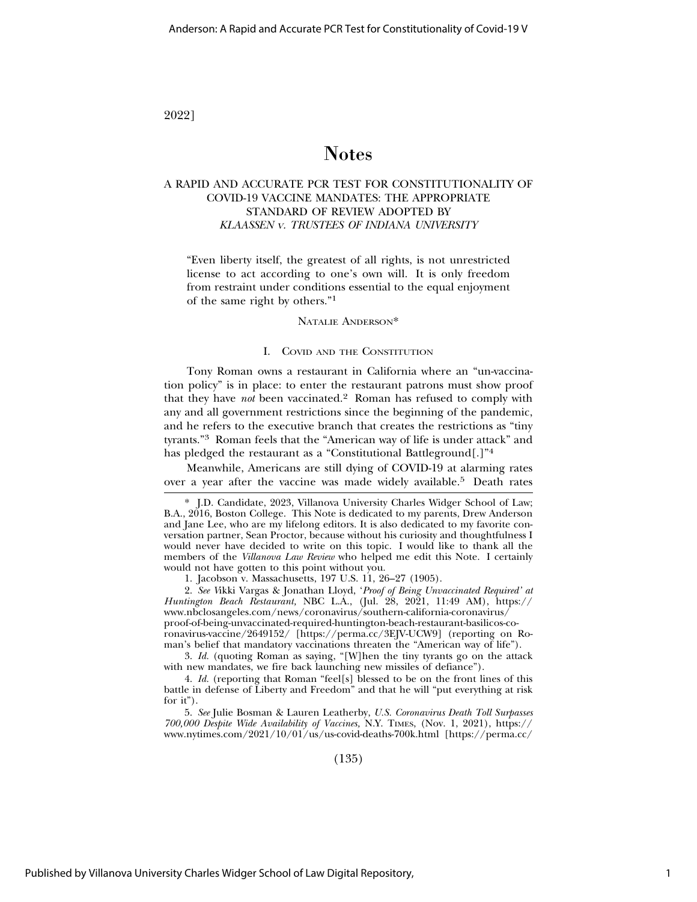# Notes

## A RAPID AND ACCURATE PCR TEST FOR CONSTITUTIONALITY OF COVID-19 VACCINE MANDATES: THE APPROPRIATE STANDARD OF REVIEW ADOPTED BY *KLAASSEN V. TRUSTEES OF INDIANA UNIVERSITY*

> "Even liberty itself, the greatest of all rights, is not unrestricted license to act according to one's own will. It is only freedom from restraint under conditions essential to the equal enjoyment of the same right by others."[1]

NATALIE ANDERSON*

### I. COVID AND THE CONSTITUTION

Tony Roman owns a restaurant in California where an "un-vaccination policy" is in place: to enter the restaurant patrons must show proof that they have *not* been vaccinated.[2] Roman has refused to comply with any and all government restrictions since the beginning of the pandemic, and he refers to the executive branch that creates the restrictions as "tiny tyrants."[3] Roman feels that the "American way of life is under attack" and has pledged the restaurant as a "Constitutional Battleground[.]"[4]

Meanwhile, Americans are still dying of COVID-19 at alarming rates over a year after the vaccine was made widely available.[5] Death rates

---

\* J.D. Candidate, 2023, Villanova University Charles Widger School of Law; B.A., 2016, Boston College. This Note is dedicated to my parents, Drew Anderson and Jane Lee, who are my lifelong editors. It is also dedicated to my favorite conversation partner, Sean Proctor, because without his curiosity and thoughtfulness I would never have decided to write on this topic. I would like to thank all the members of the *Villanova Law Review* who helped me edit this Note. I certainly would not have gotten to this point without you.

1. Jacobson v. Massachusetts, 197 U.S. 11, 26–27 (1905).

2. *See* Vikki Vargas & Jonathan Lloyd, *'Proof of Being Unvaccinated Required' at Huntington Beach Restaurant,* NBC L.A., (Jul. 28, 2021, 11:49 AM), https://www.nbclosangeles.com/news/coronavirus/southern-california-coronavirus/proof-of-being-unvaccinated-required-huntington-beach-restaurant-basilicos-coronavirus-vaccine/2649152/ [https://perma.cc/3EJV-UCW9] (reporting on Roman's belief that mandatory vaccinations threaten the "American way of life").

3. *Id.* (quoting Roman as saying, "[W]hen the tiny tyrants go on the attack with new mandates, we fire back launching new missiles of defiance").

4. *Id.* (reporting that Roman "feel[s] blessed to be on the front lines of this battle in defense of Liberty and Freedom" and that he will "put everything at risk for it").

5. *See* Julie Bosman & Lauren Leatherby, *U.S. Coronavirus Death Toll Surpasses 700,000 Despite Wide Availability of Vaccines*, N.Y. TIMES, (Nov. 1, 2021), https://www.nytimes.com/2021/10/01/us/us-covid-deaths-700k.html [https://perma.cc/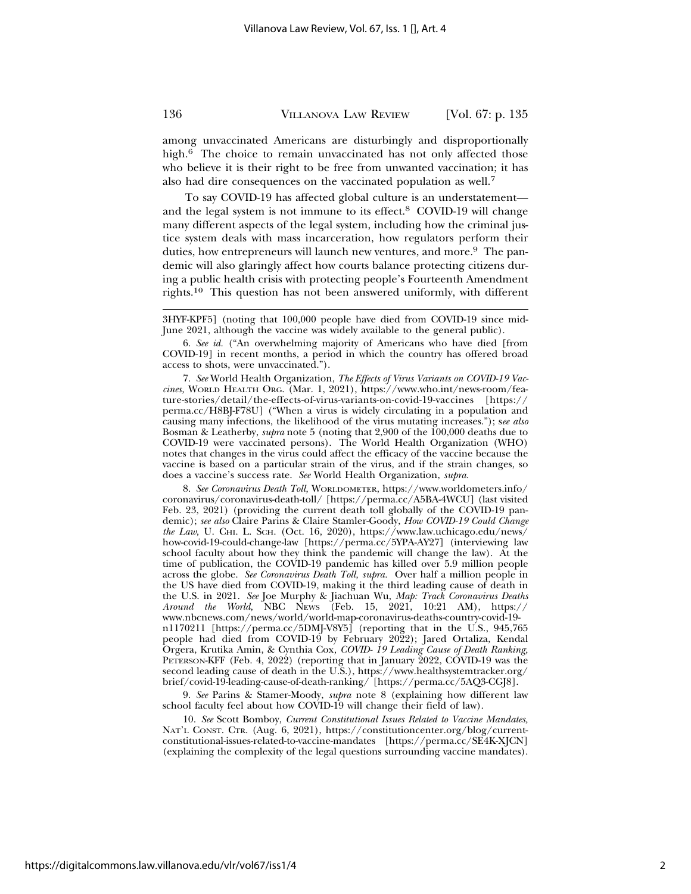among unvaccinated Americans are disturbingly and disproportionally high.[6] The choice to remain unvaccinated has not only affected those who believe it is their right to be free from unwanted vaccination; it has also had dire consequences on the vaccinated population as well.[7]

To say COVID-19 has affected global culture is an understatement—and the legal system is not immune to its effect.[8] COVID-19 will change many different aspects of the legal system, including how the criminal justice system deals with mass incarceration, how regulators perform their duties, how entrepreneurs will launch new ventures, and more.[9] The pandemic will also glaringly affect how courts balance protecting citizens during a public health crisis with protecting people's Fourteenth Amendment rights.[10] This question has not been answered uniformly, with different

---

3HYF-KPF5] (noting that 100,000 people have died from COVID-19 since mid-June 2021, although the vaccine was widely available to the general public).

6. *See id.* ("An overwhelming majority of Americans who have died [from COVID-19] in recent months, a period in which the country has offered broad access to shots, were unvaccinated.").

7. *See* World Health Organization, *The Effects of Virus Variants on COVID-19 Vaccines*, WORLD HEALTH ORG. (Mar. 1, 2021), https://www.who.int/news-room/feature-stories/detail/the-effects-of-virus-variants-on-covid-19-vaccines [https://perma.cc/H8BJ-F78U] ("When a virus is widely circulating in a population and causing many infections, the likelihood of the virus mutating increases."); s*ee also* Bosman & Leatherby, *supra* note 5 (noting that 2,900 of the 100,000 deaths due to COVID-19 were vaccinated persons). The World Health Organization (WHO) notes that changes in the virus could affect the efficacy of the vaccine because the vaccine is based on a particular strain of the virus, and if the strain changes, so does a vaccine's success rate. *See* World Health Organization, *supra.*

8. *See Coronavirus Death Toll*, WORLDOMETER, https://www.worldometers.info/coronavirus/coronavirus-death-toll/ [https://perma.cc/A5BA-4WCU] (last visited Feb. 23, 2021) (providing the current death toll globally of the COVID-19 pandemic); *see also* Claire Parins & Claire Stamler-Goody, *How COVID-19 Could Change the Law*, U. CHI. L. SCH. (Oct. 16, 2020), https://www.law.uchicago.edu/news/how-covid-19-could-change-law [https://perma.cc/5YPA-AY27] (interviewing law school faculty about how they think the pandemic will change the law). At the time of publication, the COVID-19 pandemic has killed over 5.9 million people across the globe. *See Coronavirus Death Toll, supra.* Over half a million people in the US have died from COVID-19, making it the third leading cause of death in the U.S. in 2021. *See* Joe Murphy & Jiachuan Wu, *Map: Track Coronavirus Deaths Around the World,* NBC NEWS (Feb. 15, 2021, 10:21 AM), https://www.nbcnews.com/news/world/world-map-coronavirus-deaths-country-covid-19-n1170211 [https://perma.cc/5DMJ-V8Y5] (reporting that in the U.S., 945,765 people had died from COVID-19 by February 2022); Jared Ortaliza, Kendal Orgera, Krutika Amin, & Cynthia Cox, *COVID- 19 Leading Cause of Death Ranking,* PETERSON-KFF (Feb. 4, 2022) (reporting that in January 2022, COVID-19 was the second leading cause of death in the U.S.), https://www.healthsystemtracker.org/brief/covid-19-leading-cause-of-death-ranking/ [https://perma.cc/5AQ3-CGJ8].

9. *See* Parins & Stamer-Moody, *supra* note 8 (explaining how different law school faculty feel about how COVID-19 will change their field of law).

10. *See* Scott Bomboy, *Current Constitutional Issues Related to Vaccine Mandates,* NAT'L CONST. CTR. (Aug. 6, 2021), https://constitutioncenter.org/blog/current-constitutional-issues-related-to-vaccine-mandates [https://perma.cc/SE4K-XJCN] (explaining the complexity of the legal questions surrounding vaccine mandates).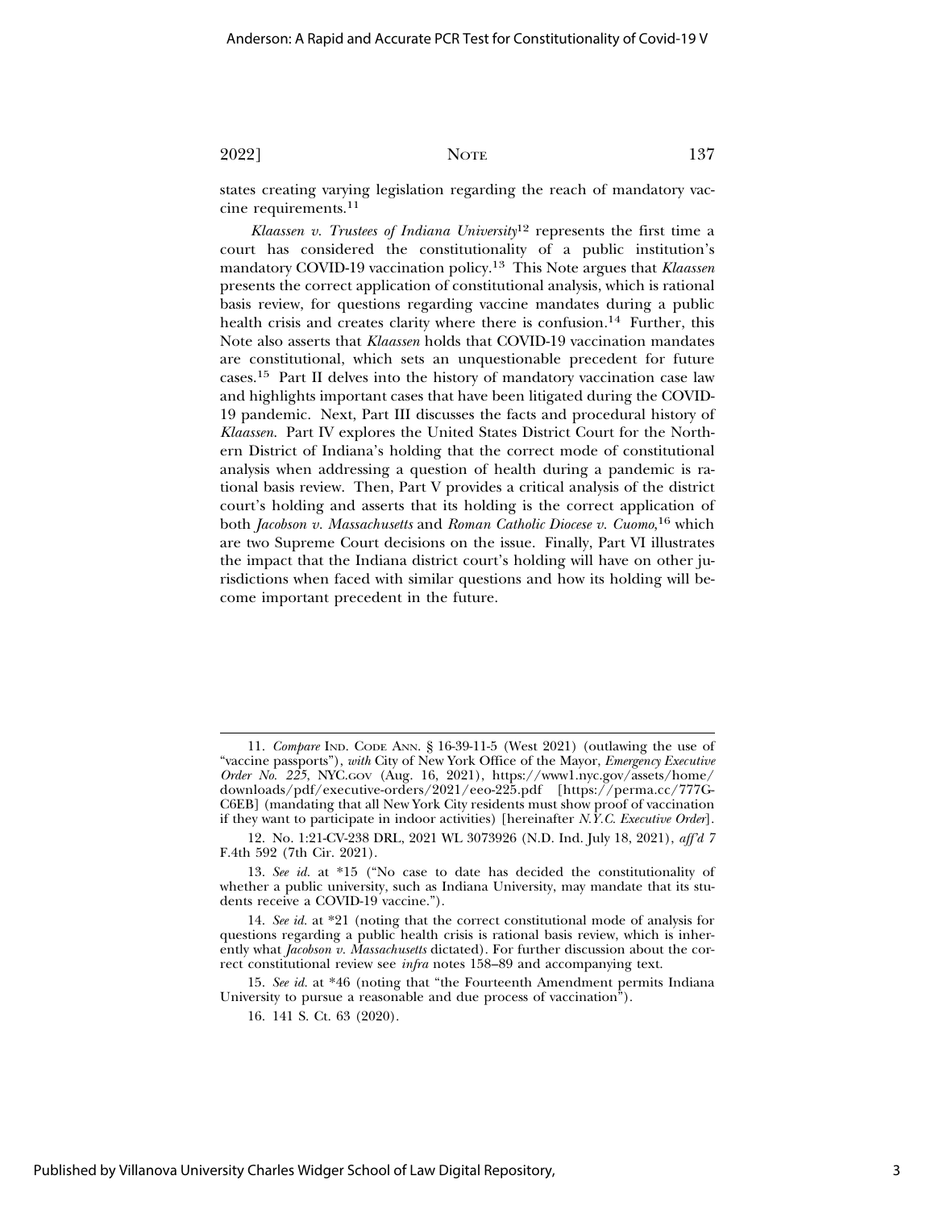states creating varying legislation regarding the reach of mandatory vaccine requirements.[11]

*Klaassen v. Trustees of Indiana University*[12] represents the first time a court has considered the constitutionality of a public institution's mandatory COVID-19 vaccination policy.[13] This Note argues that *Klaassen* presents the correct application of constitutional analysis, which is rational basis review, for questions regarding vaccine mandates during a public health crisis and creates clarity where there is confusion.[14] Further, this Note also asserts that *Klaassen* holds that COVID-19 vaccination mandates are constitutional, which sets an unquestionable precedent for future cases.[15] Part II delves into the history of mandatory vaccination case law and highlights important cases that have been litigated during the COVID-19 pandemic. Next, Part III discusses the facts and procedural history of *Klaassen*. Part IV explores the United States District Court for the Northern District of Indiana's holding that the correct mode of constitutional analysis when addressing a question of health during a pandemic is rational basis review. Then, Part V provides a critical analysis of the district court's holding and asserts that its holding is the correct application of both *Jacobson v. Massachusetts* and *Roman Catholic Diocese v. Cuomo*,[16] which are two Supreme Court decisions on the issue. Finally, Part VI illustrates the impact that the Indiana district court's holding will have on other jurisdictions when faced with similar questions and how its holding will become important precedent in the future.

---

11. *Compare* IND. CODE ANN. § 16-39-11-5 (West 2021) (outlawing the use of "vaccine passports"), *with* City of New York Office of the Mayor, *Emergency Executive Order No. 225*, NYC.GOV (Aug. 16, 2021), https://www1.nyc.gov/assets/home/downloads/pdf/executive-orders/2021/eeo-225.pdf [https://perma.cc/777G-C6EB] (mandating that all New York City residents must show proof of vaccination if they want to participate in indoor activities) [hereinafter *N.Y.C. Executive Order*].

12. No. 1:21-CV-238 DRL, 2021 WL 3073926 (N.D. Ind. July 18, 2021), *aff'd* 7 F.4th 592 (7th Cir. 2021).

13. *See id.* at *15 ("No case to date has decided the constitutionality of whether a public university, such as Indiana University, may mandate that its students receive a COVID-19 vaccine.").

14. *See id.* at *21 (noting that the correct constitutional mode of analysis for questions regarding a public health crisis is rational basis review, which is inherently what *Jacobson v. Massachusetts* dictated). For further discussion about the correct constitutional review see *infra* notes 158–89 and accompanying text.

15. *See id.* at *46 (noting that "the Fourteenth Amendment permits Indiana University to pursue a reasonable and due process of vaccination").

16. 141 S. Ct. 63 (2020).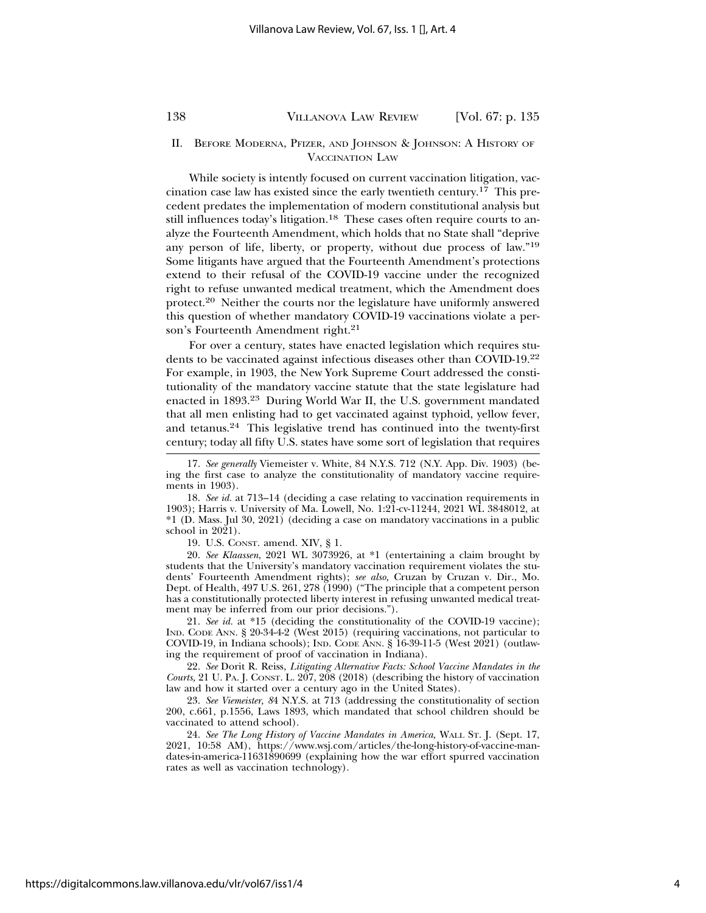## II. BEFORE MODERNA, PFIZER, AND JOHNSON & JOHNSON: A HISTORY OF VACCINATION LAW

While society is intently focused on current vaccination litigation, vaccination case law has existed since the early twentieth century.[17] This precedent predates the implementation of modern constitutional analysis but still influences today's litigation.[18] These cases often require courts to analyze the Fourteenth Amendment, which holds that no State shall "deprive any person of life, liberty, or property, without due process of law."[19] Some litigants have argued that the Fourteenth Amendment's protections extend to their refusal of the COVID-19 vaccine under the recognized right to refuse unwanted medical treatment, which the Amendment does protect.[20] Neither the courts nor the legislature have uniformly answered this question of whether mandatory COVID-19 vaccinations violate a person's Fourteenth Amendment right.[21]

For over a century, states have enacted legislation which requires students to be vaccinated against infectious diseases other than COVID-19.[22] For example, in 1903, the New York Supreme Court addressed the constitutionality of the mandatory vaccine statute that the state legislature had enacted in 1893.[23] During World War II, the U.S. government mandated that all men enlisting had to get vaccinated against typhoid, yellow fever, and tetanus.[24] This legislative trend has continued into the twenty-first century; today all fifty U.S. states have some sort of legislation that requires

---

17. *See generally* Viemeister v. White, 84 N.Y.S. 712 (N.Y. App. Div. 1903) (being the first case to analyze the constitutionality of mandatory vaccine requirements in 1903).

18. *See id.* at 713–14 (deciding a case relating to vaccination requirements in 1903); Harris v. University of Ma. Lowell, No. 1:21-cv-11244, 2021 WL 3848012, at *1 (D. Mass. Jul 30, 2021) (deciding a case on mandatory vaccinations in a public school in 2021).

19. U.S. CONST. amend. XIV, § 1.

20. *See Klaassen*, 2021 WL 3073926, at *1 (entertaining a claim brought by students that the University's mandatory vaccination requirement violates the students' Fourteenth Amendment rights); *see also,* Cruzan by Cruzan v. Dir., Mo. Dept. of Health, 497 U.S. 261, 278 (1990) ("The principle that a competent person has a constitutionally protected liberty interest in refusing unwanted medical treatment may be inferred from our prior decisions.").

21. *See id.* at *15 (deciding the constitutionality of the COVID-19 vaccine); IND. CODE ANN. § 20-34-4-2 (West 2015) (requiring vaccinations, not particular to COVID-19, in Indiana schools); IND. CODE ANN. § 16-39-11-5 (West 2021) (outlawing the requirement of proof of vaccination in Indiana).

22. *See* Dorit R. Reiss, *Litigating Alternative Facts: School Vaccine Mandates in the Courts,* 21 U. PA. J. CONST. L. 207, 208 (2018) (describing the history of vaccination law and how it started over a century ago in the United States).

23. *See Viemeister,* 84 N.Y.S. at 713 (addressing the constitutionality of section 200, c.661, p.1556, Laws 1893, which mandated that school children should be vaccinated to attend school).

24. *See The Long History of Vaccine Mandates in America,* WALL ST. J. (Sept. 17, 2021, 10:58 AM), https://www.wsj.com/articles/the-long-history-of-vaccine-mandates-in-america-11631890699 (explaining how the war effort spurred vaccination rates as well as vaccination technology).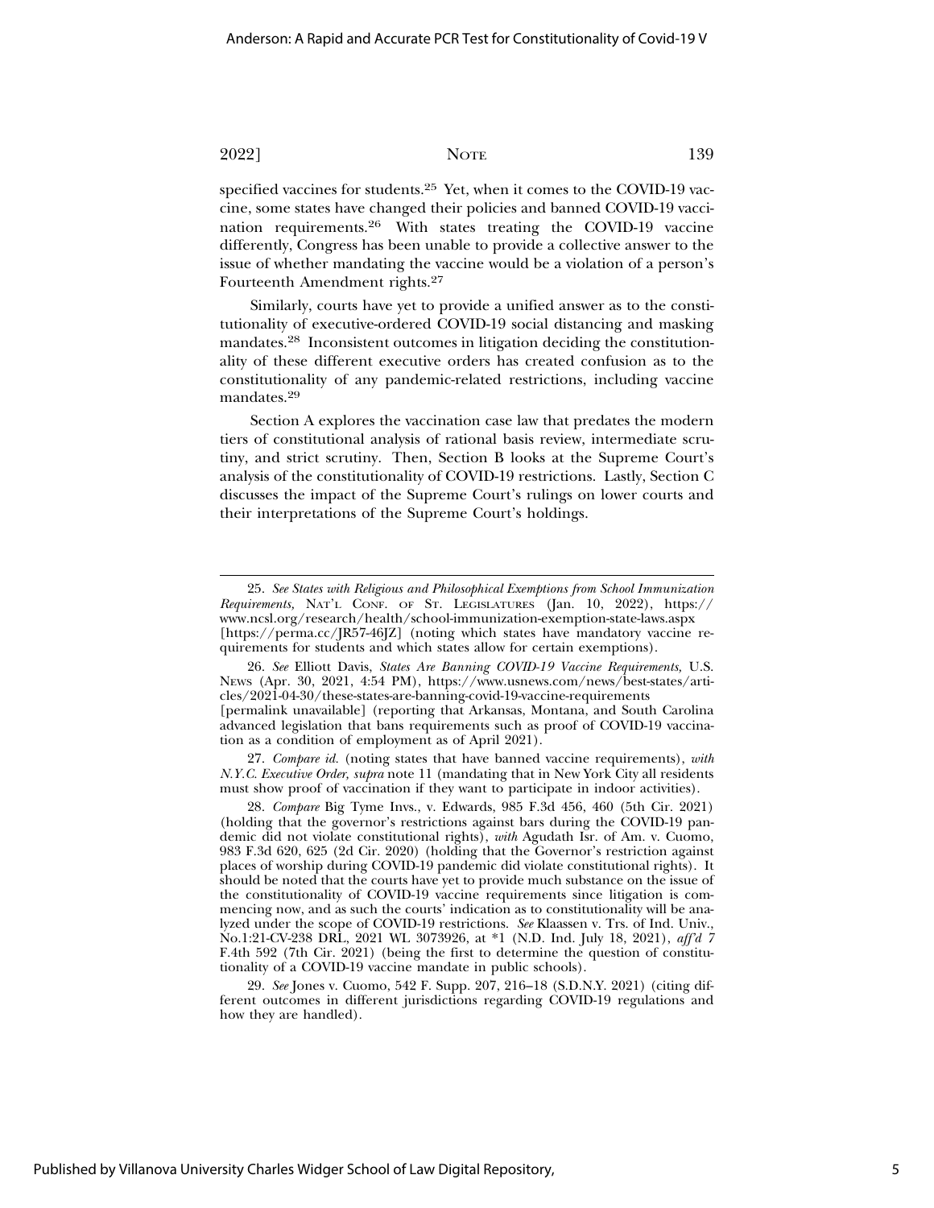specified vaccines for students.[25] Yet, when it comes to the COVID-19 vaccine, some states have changed their policies and banned COVID-19 vaccination requirements.[26] With states treating the COVID-19 vaccine differently, Congress has been unable to provide a collective answer to the issue of whether mandating the vaccine would be a violation of a person's Fourteenth Amendment rights.[27]

Similarly, courts have yet to provide a unified answer as to the constitutionality of executive-ordered COVID-19 social distancing and masking mandates.[28] Inconsistent outcomes in litigation deciding the constitutionality of these different executive orders has created confusion as to the constitutionality of any pandemic-related restrictions, including vaccine mandates.[29]

Section A explores the vaccination case law that predates the modern tiers of constitutional analysis of rational basis review, intermediate scrutiny, and strict scrutiny. Then, Section B looks at the Supreme Court's analysis of the constitutionality of COVID-19 restrictions. Lastly, Section C discusses the impact of the Supreme Court's rulings on lower courts and their interpretations of the Supreme Court's holdings.

---

25. *See States with Religious and Philosophical Exemptions from School Immunization Requirements*, NAT'L CONF. OF ST. LEGISLATURES (Jan. 10, 2022), https://www.ncsl.org/research/health/school-immunization-exemption-state-laws.aspx [https://perma.cc/JR57-46JZ] (noting which states have mandatory vaccine requirements for students and which states allow for certain exemptions).

26. *See* Elliott Davis, *States Are Banning COVID-19 Vaccine Requirements*, U.S. NEWS (Apr. 30, 2021, 4:54 PM), https://www.usnews.com/news/best-states/articles/2021-04-30/these-states-are-banning-covid-19-vaccine-requirements [permalink unavailable] (reporting that Arkansas, Montana, and South Carolina advanced legislation that bans requirements such as proof of COVID-19 vaccination as a condition of employment as of April 2021).

27. *Compare id.* (noting states that have banned vaccine requirements), *with N.Y.C. Executive Order, supra* note 11 (mandating that in New York City all residents must show proof of vaccination if they want to participate in indoor activities).

28. *Compare* Big Tyme Invs., v. Edwards, 985 F.3d 456, 460 (5th Cir. 2021) (holding that the governor's restrictions against bars during the COVID-19 pandemic did not violate constitutional rights), *with* Agudath Isr. of Am. v. Cuomo, 983 F.3d 620, 625 (2d Cir. 2020) (holding that the Governor's restriction against places of worship during COVID-19 pandemic did violate constitutional rights). It should be noted that the courts have yet to provide much substance on the issue of the constitutionality of COVID-19 vaccine requirements since litigation is commencing now, and as such the courts' indication as to constitutionality will be analyzed under the scope of COVID-19 restrictions. *See* Klaassen v. Trs. of Ind. Univ., No.1:21-CV-238 DRL, 2021 WL 3073926, at *1 (N.D. Ind. July 18, 2021), *aff'd* 7 F.4th 592 (7th Cir. 2021) (being the first to determine the question of constitutionality of a COVID-19 vaccine mandate in public schools).

29. *See* Jones v. Cuomo, 542 F. Supp. 207, 216–18 (S.D.N.Y. 2021) (citing different outcomes in different jurisdictions regarding COVID-19 regulations and how they are handled).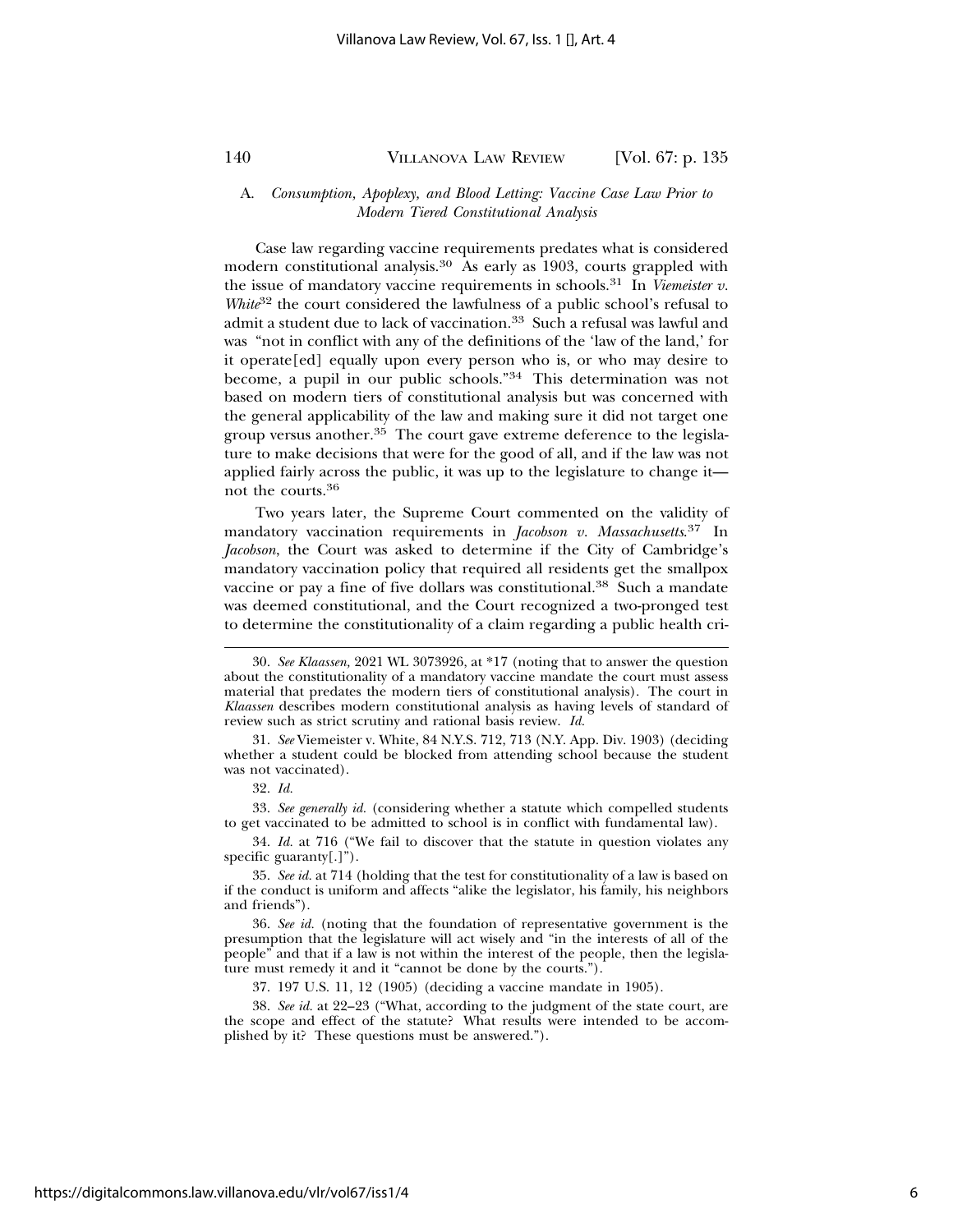### A. *Consumption, Apoplexy, and Blood Letting: Vaccine Case Law Prior to Modern Tiered Constitutional Analysis*

Case law regarding vaccine requirements predates what is considered modern constitutional analysis.[30] As early as 1903, courts grappled with the issue of mandatory vaccine requirements in schools.[31] In *Viemeister v. White*[32] the court considered the lawfulness of a public school's refusal to admit a student due to lack of vaccination.[33] Such a refusal was lawful and was "not in conflict with any of the definitions of the 'law of the land,' for it operate[ed] equally upon every person who is, or who may desire to become, a pupil in our public schools."[34] This determination was not based on modern tiers of constitutional analysis but was concerned with the general applicability of the law and making sure it did not target one group versus another.[35] The court gave extreme deference to the legislature to make decisions that were for the good of all, and if the law was not applied fairly across the public, it was up to the legislature to change it—not the courts.[36]

Two years later, the Supreme Court commented on the validity of mandatory vaccination requirements in *Jacobson v. Massachusetts*.[37] In *Jacobson*, the Court was asked to determine if the City of Cambridge's mandatory vaccination policy that required all residents get the smallpox vaccine or pay a fine of five dollars was constitutional.[38] Such a mandate was deemed constitutional, and the Court recognized a two-pronged test to determine the constitutionality of a claim regarding a public health cri-

---

30. *See Klaassen*, 2021 WL 3073926, at *17 (noting that to answer the question about the constitutionality of a mandatory vaccine mandate the court must assess material that predates the modern tiers of constitutional analysis). The court in *Klaassen* describes modern constitutional analysis as having levels of standard of review such as strict scrutiny and rational basis review. *Id.*

31. *See* Viemeister v. White, 84 N.Y.S. 712, 713 (N.Y. App. Div. 1903) (deciding whether a student could be blocked from attending school because the student was not vaccinated).

32. *Id.*

33. *See generally id.* (considering whether a statute which compelled students to get vaccinated to be admitted to school is in conflict with fundamental law).

34. *Id.* at 716 ("We fail to discover that the statute in question violates any specific guaranty[.]").

35. *See id.* at 714 (holding that the test for constitutionality of a law is based on if the conduct is uniform and affects "alike the legislator, his family, his neighbors and friends").

36. *See id.* (noting that the foundation of representative government is the presumption that the legislature will act wisely and "in the interests of all of the people" and that if a law is not within the interest of the people, then the legislature must remedy it and it "cannot be done by the courts.").

37. 197 U.S. 11, 12 (1905) (deciding a vaccine mandate in 1905).

38. *See id.* at 22–23 ("What, according to the judgment of the state court, are the scope and effect of the statute? What results were intended to be accomplished by it? These questions must be answered.").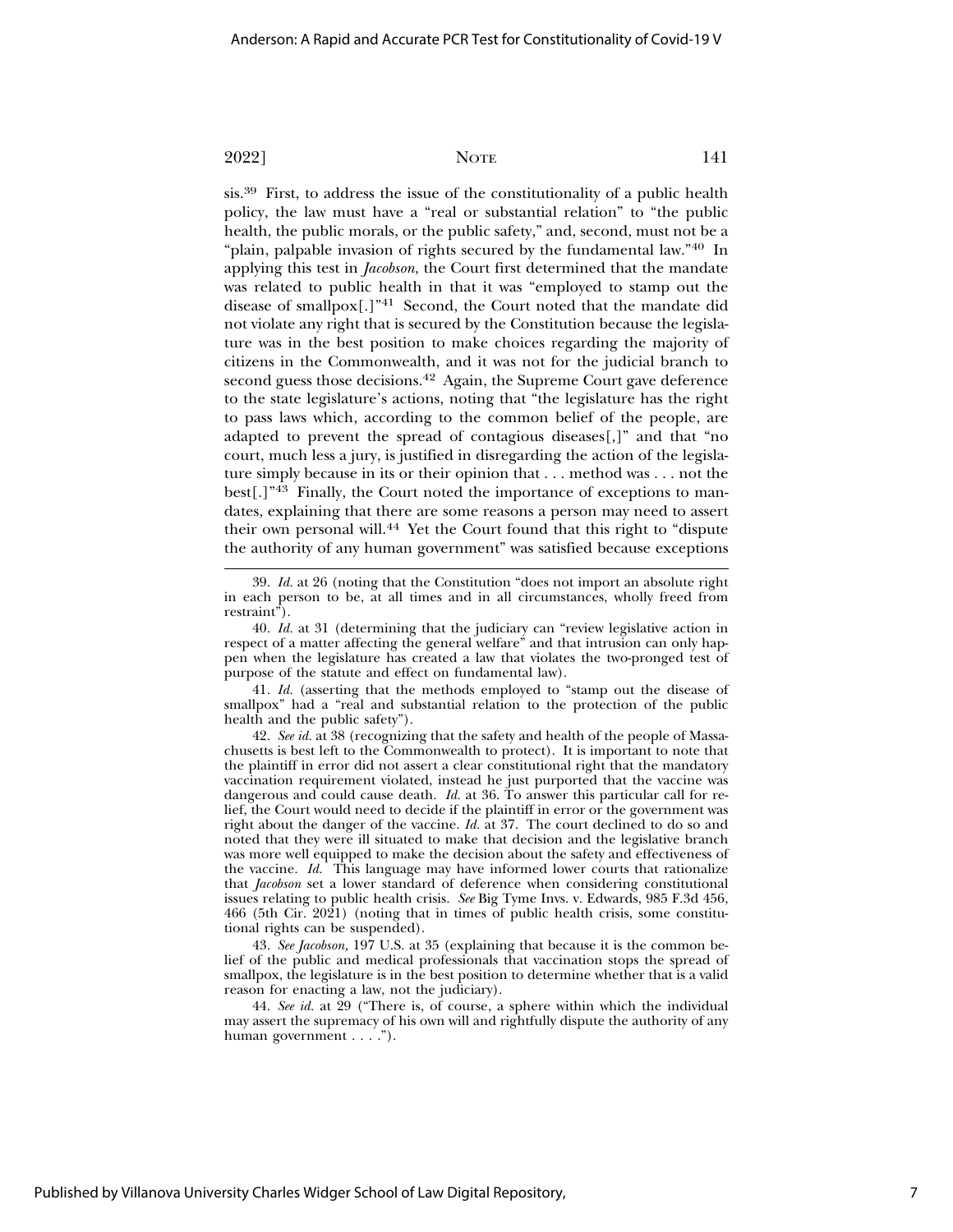sis.[39] First, to address the issue of the constitutionality of a public health policy, the law must have a "real or substantial relation" to "the public health, the public morals, or the public safety," and, second, must not be a "plain, palpable invasion of rights secured by the fundamental law."[40] In applying this test in *Jacobson*, the Court first determined that the mandate was related to public health in that it was "employed to stamp out the disease of smallpox[.]"[41] Second, the Court noted that the mandate did not violate any right that is secured by the Constitution because the legislature was in the best position to make choices regarding the majority of citizens in the Commonwealth, and it was not for the judicial branch to second guess those decisions.[42] Again, the Supreme Court gave deference to the state legislature's actions, noting that "the legislature has the right to pass laws which, according to the common belief of the people, are adapted to prevent the spread of contagious diseases[,]" and that "no court, much less a jury, is justified in disregarding the action of the legislature simply because in its or their opinion that . . . method was . . . not the best[.]"[43] Finally, the Court noted the importance of exceptions to mandates, explaining that there are some reasons a person may need to assert their own personal will.[44] Yet the Court found that this right to "dispute the authority of any human government" was satisfied because exceptions

39. *Id.* at 26 (noting that the Constitution "does not import an absolute right in each person to be, at all times and in all circumstances, wholly freed from restraint").

40. *Id.* at 31 (determining that the judiciary can "review legislative action in respect of a matter affecting the general welfare" and that intrusion can only happen when the legislature has created a law that violates the two-pronged test of purpose of the statute and effect on fundamental law).

41. *Id.* (asserting that the methods employed to "stamp out the disease of smallpox" had a "real and substantial relation to the protection of the public health and the public safety").

42. *See id.* at 38 (recognizing that the safety and health of the people of Massachusetts is best left to the Commonwealth to protect). It is important to note that the plaintiff in error did not assert a clear constitutional right that the mandatory vaccination requirement violated, instead he just purported that the vaccine was dangerous and could cause death. *Id.* at 36. To answer this particular call for relief, the Court would need to decide if the plaintiff in error or the government was right about the danger of the vaccine. *Id.* at 37. The court declined to do so and noted that they were ill situated to make that decision and the legislative branch was more well equipped to make the decision about the safety and effectiveness of the vaccine. *Id.* This language may have informed lower courts that rationalize that *Jacobson* set a lower standard of deference when considering constitutional issues relating to public health crisis. *See* Big Tyme Invs. v. Edwards, 985 F.3d 456, 466 (5th Cir. 2021) (noting that in times of public health crisis, some constitutional rights can be suspended).

43. *See Jacobson,* 197 U.S. at 35 (explaining that because it is the common belief of the public and medical professionals that vaccination stops the spread of smallpox, the legislature is in the best position to determine whether that is a valid reason for enacting a law, not the judiciary).

44. *See id.* at 29 ("There is, of course, a sphere within which the individual may assert the supremacy of his own will and rightfully dispute the authority of any human government . . . .").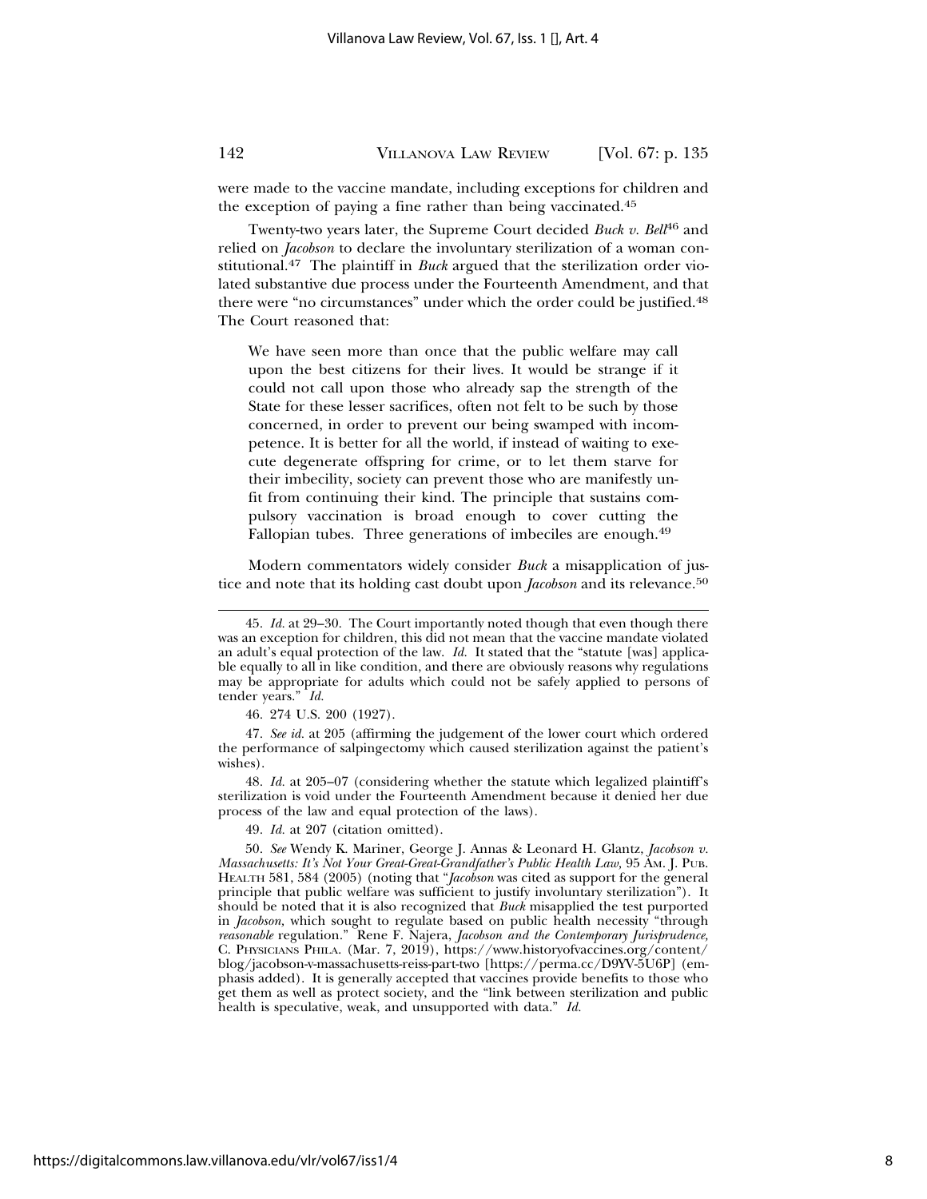were made to the vaccine mandate, including exceptions for children and the exception of paying a fine rather than being vaccinated.[45]

Twenty-two years later, the Supreme Court decided *Buck v. Bell*[46] and relied on *Jacobson* to declare the involuntary sterilization of a woman constitutional.[47] The plaintiff in *Buck* argued that the sterilization order violated substantive due process under the Fourteenth Amendment, and that there were "no circumstances" under which the order could be justified.[48] The Court reasoned that:

> We have seen more than once that the public welfare may call upon the best citizens for their lives. It would be strange if it could not call upon those who already sap the strength of the State for these lesser sacrifices, often not felt to be such by those concerned, in order to prevent our being swamped with incompetence. It is better for all the world, if instead of waiting to execute degenerate offspring for crime, or to let them starve for their imbecility, society can prevent those who are manifestly unfit from continuing their kind. The principle that sustains compulsory vaccination is broad enough to cover cutting the Fallopian tubes. Three generations of imbeciles are enough.[49]

Modern commentators widely consider *Buck* a misapplication of justice and note that its holding cast doubt upon *Jacobson* and its relevance.[50]

---

45. *Id.* at 29–30. The Court importantly noted though that even though there was an exception for children, this did not mean that the vaccine mandate violated an adult's equal protection of the law. *Id.* It stated that the "statute [was] applicable equally to all in like condition, and there are obviously reasons why regulations may be appropriate for adults which could not be safely applied to persons of tender years." *Id.*

46. 274 U.S. 200 (1927).

47. *See id.* at 205 (affirming the judgement of the lower court which ordered the performance of salpingectomy which caused sterilization against the patient's wishes).

48. *Id.* at 205–07 (considering whether the statute which legalized plaintiff's sterilization is void under the Fourteenth Amendment because it denied her due process of the law and equal protection of the laws).

49. *Id.* at 207 (citation omitted).

50. *See* Wendy K. Mariner, George J. Annas & Leonard H. Glantz, *Jacobson v. Massachusetts: It's Not Your Great-Great-Grandfather's Public Health Law,* 95 AM. J. PUB. HEALTH 581, 584 (2005) (noting that "*Jacobson* was cited as support for the general principle that public welfare was sufficient to justify involuntary sterilization"). It should be noted that it is also recognized that *Buck* misapplied the test purported in *Jacobson,* which sought to regulate based on public health necessity "through *reasonable* regulation." Rene F. Najera, *Jacobson and the Contemporary Jurisprudence,* C. PHYSICIANS PHILA. (Mar. 7, 2019), https://www.historyofvaccines.org/content/blog/jacobson-v-massachusetts-reiss-part-two [https://perma.cc/D9YV-5U6P] (emphasis added). It is generally accepted that vaccines provide benefits to those who get them as well as protect society, and the "link between sterilization and public health is speculative, weak, and unsupported with data." *Id.*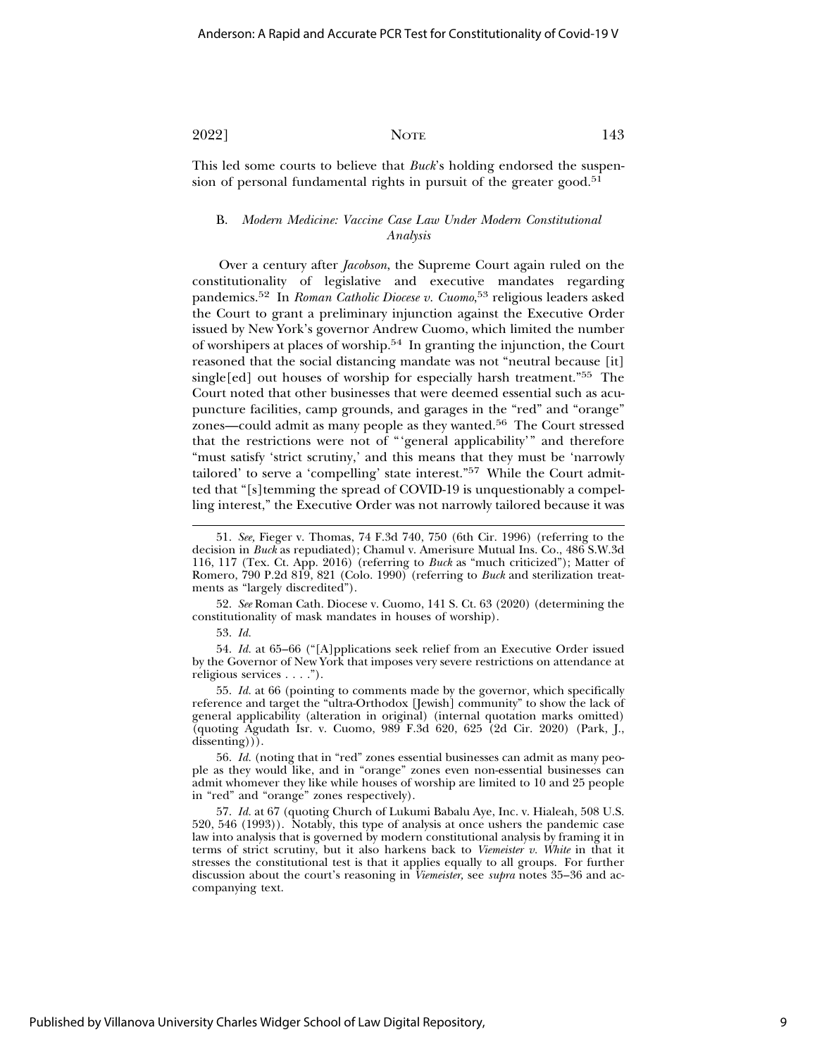This led some courts to believe that *Buck*'s holding endorsed the suspension of personal fundamental rights in pursuit of the greater good.[51]

### B. *Modern Medicine: Vaccine Case Law Under Modern Constitutional Analysis*

Over a century after *Jacobson*, the Supreme Court again ruled on the constitutionality of legislative and executive mandates regarding pandemics.[52] In *Roman Catholic Diocese v. Cuomo*,[53] religious leaders asked the Court to grant a preliminary injunction against the Executive Order issued by New York's governor Andrew Cuomo, which limited the number of worshipers at places of worship.[54] In granting the injunction, the Court reasoned that the social distancing mandate was not "neutral because [it] single[ed] out houses of worship for especially harsh treatment."[55] The Court noted that other businesses that were deemed essential such as acupuncture facilities, camp grounds, and garages in the "red" and "orange" zones—could admit as many people as they wanted.[56] The Court stressed that the restrictions were not of "'general applicability'" and therefore "must satisfy 'strict scrutiny,' and this means that they must be 'narrowly tailored' to serve a 'compelling' state interest."[57] While the Court admitted that "[s]temming the spread of COVID-19 is unquestionably a compelling interest," the Executive Order was not narrowly tailored because it was

---

51. *See,* Fieger v. Thomas, 74 F.3d 740, 750 (6th Cir. 1996) (referring to the decision in *Buck* as repudiated); Chamul v. Amerisure Mutual Ins. Co., 486 S.W.3d 116, 117 (Tex. Ct. App. 2016) (referring to *Buck* as "much criticized"); Matter of Romero, 790 P.2d 819, 821 (Colo. 1990) (referring to *Buck* and sterilization treatments as "largely discredited").

52. *See* Roman Cath. Diocese v. Cuomo, 141 S. Ct. 63 (2020) (determining the constitutionality of mask mandates in houses of worship).

53. *Id.*

54. *Id.* at 65–66 ("[A]pplications seek relief from an Executive Order issued by the Governor of New York that imposes very severe restrictions on attendance at religious services . . . .").

55. *Id.* at 66 (pointing to comments made by the governor, which specifically reference and target the "ultra-Orthodox [Jewish] community" to show the lack of general applicability (alteration in original) (internal quotation marks omitted) (quoting Agudath Isr. v. Cuomo, 989 F.3d 620, 625 (2d Cir. 2020) (Park, J., dissenting))).

56. *Id.* (noting that in "red" zones essential businesses can admit as many people as they would like, and in "orange" zones even non-essential businesses can admit whomever they like while houses of worship are limited to 10 and 25 people in "red" and "orange" zones respectively).

57. *Id.* at 67 (quoting Church of Lukumi Babalu Aye, Inc. v. Hialeah, 508 U.S. 520, 546 (1993)). Notably, this type of analysis at once ushers the pandemic case law into analysis that is governed by modern constitutional analysis by framing it in terms of strict scrutiny, but it also harkens back to *Viemeister v. White* in that it stresses the constitutional test is that it applies equally to all groups. For further discussion about the court's reasoning in *Viemeister,* see *supra* notes 35–36 and accompanying text.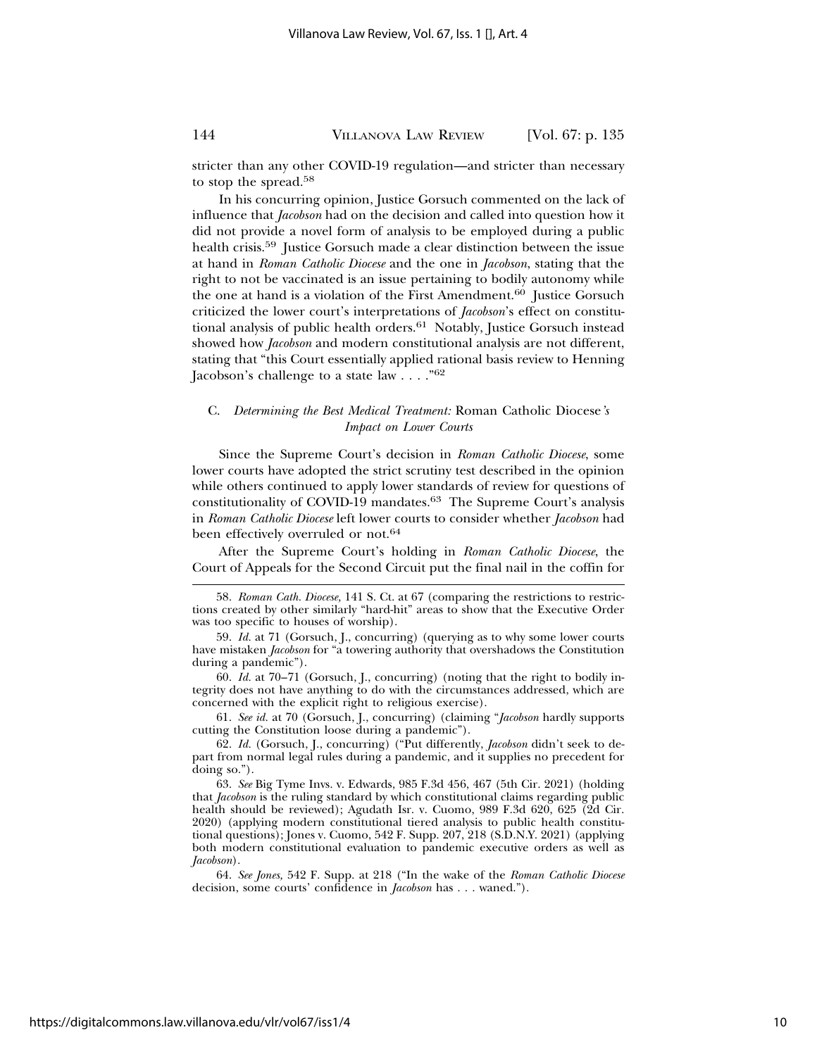stricter than any other COVID-19 regulation—and stricter than necessary to stop the spread.[58]

In his concurring opinion, Justice Gorsuch commented on the lack of influence that *Jacobson* had on the decision and called into question how it did not provide a novel form of analysis to be employed during a public health crisis.[59] Justice Gorsuch made a clear distinction between the issue at hand in *Roman Catholic Diocese* and the one in *Jacobson*, stating that the right to not be vaccinated is an issue pertaining to bodily autonomy while the one at hand is a violation of the First Amendment.[60] Justice Gorsuch criticized the lower court's interpretations of *Jacobson*'s effect on constitutional analysis of public health orders.[61] Notably, Justice Gorsuch instead showed how *Jacobson* and modern constitutional analysis are not different, stating that "this Court essentially applied rational basis review to Henning Jacobson's challenge to a state law . . . ."[62]

### C. *Determining the Best Medical Treatment:* Roman Catholic Diocese*'s Impact on Lower Courts*

Since the Supreme Court's decision in *Roman Catholic Diocese*, some lower courts have adopted the strict scrutiny test described in the opinion while others continued to apply lower standards of review for questions of constitutionality of COVID-19 mandates.[63] The Supreme Court's analysis in *Roman Catholic Diocese* left lower courts to consider whether *Jacobson* had been effectively overruled or not.[64]

After the Supreme Court's holding in *Roman Catholic Diocese*, the Court of Appeals for the Second Circuit put the final nail in the coffin for

---

58. *Roman Cath. Diocese,* 141 S. Ct. at 67 (comparing the restrictions to restrictions created by other similarly "hard-hit" areas to show that the Executive Order was too specific to houses of worship).

59. *Id.* at 71 (Gorsuch, J., concurring) (querying as to why some lower courts have mistaken *Jacobson* for "a towering authority that overshadows the Constitution during a pandemic").

60. *Id.* at 70–71 (Gorsuch, J., concurring) (noting that the right to bodily integrity does not have anything to do with the circumstances addressed, which are concerned with the explicit right to religious exercise).

61. *See id.* at 70 (Gorsuch, J., concurring) (claiming "*Jacobson* hardly supports cutting the Constitution loose during a pandemic").

62. *Id.* (Gorsuch, J., concurring) ("Put differently, *Jacobson* didn't seek to depart from normal legal rules during a pandemic, and it supplies no precedent for doing so.").

63. *See* Big Tyme Invs. v. Edwards, 985 F.3d 456, 467 (5th Cir. 2021) (holding that *Jacobson* is the ruling standard by which constitutional claims regarding public health should be reviewed); Agudath Isr. v. Cuomo, 989 F.3d 620, 625 (2d Cir. 2020) (applying modern constitutional tiered analysis to public health constitutional questions); Jones v. Cuomo, 542 F. Supp. 207, 218 (S.D.N.Y. 2021) (applying both modern constitutional evaluation to pandemic executive orders as well as *Jacobson*).

64. *See Jones,* 542 F. Supp. at 218 ("In the wake of the *Roman Catholic Diocese* decision, some courts' confidence in *Jacobson* has . . . waned.").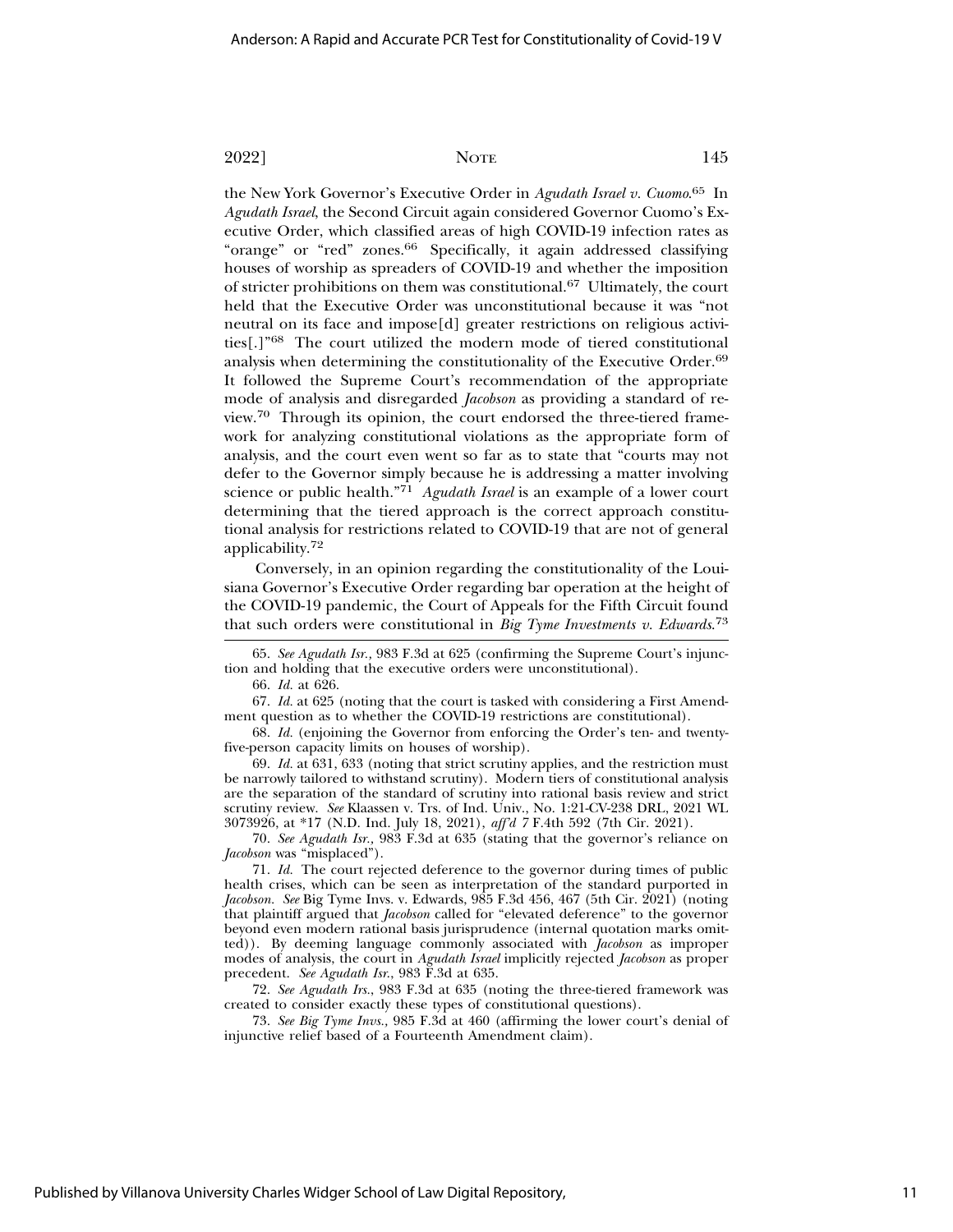the New York Governor's Executive Order in *Agudath Israel v. Cuomo*.[65] In *Agudath Israel*, the Second Circuit again considered Governor Cuomo's Executive Order, which classified areas of high COVID-19 infection rates as "orange" or "red" zones.[66] Specifically, it again addressed classifying houses of worship as spreaders of COVID-19 and whether the imposition of stricter prohibitions on them was constitutional.[67] Ultimately, the court held that the Executive Order was unconstitutional because it was "not neutral on its face and impose[d] greater restrictions on religious activities[.]"[68] The court utilized the modern mode of tiered constitutional analysis when determining the constitutionality of the Executive Order.[69] It followed the Supreme Court's recommendation of the appropriate mode of analysis and disregarded *Jacobson* as providing a standard of review.[70] Through its opinion, the court endorsed the three-tiered framework for analyzing constitutional violations as the appropriate form of analysis, and the court even went so far as to state that "courts may not defer to the Governor simply because he is addressing a matter involving science or public health."[71] *Agudath Israel* is an example of a lower court determining that the tiered approach is the correct approach constitutional analysis for restrictions related to COVID-19 that are not of general applicability.[72]

Conversely, in an opinion regarding the constitutionality of the Louisiana Governor's Executive Order regarding bar operation at the height of the COVID-19 pandemic, the Court of Appeals for the Fifth Circuit found that such orders were constitutional in *Big Tyme Investments v. Edwards*.[73]

---

65. *See Agudath Isr.*, 983 F.3d at 625 (confirming the Supreme Court's injunction and holding that the executive orders were unconstitutional).

66. *Id.* at 626.

67. *Id.* at 625 (noting that the court is tasked with considering a First Amendment question as to whether the COVID-19 restrictions are constitutional).

68. *Id.* (enjoining the Governor from enforcing the Order's ten- and twenty-five-person capacity limits on houses of worship).

69. *Id.* at 631, 633 (noting that strict scrutiny applies, and the restriction must be narrowly tailored to withstand scrutiny). Modern tiers of constitutional analysis are the separation of the standard of scrutiny into rational basis review and strict scrutiny review. *See* Klaassen v. Trs. of Ind. Univ., No. 1:21-CV-238 DRL, 2021 WL 3073926, at *17 (N.D. Ind. July 18, 2021), *aff'd* 7 F.4th 592 (7th Cir. 2021).

70. *See Agudath Isr.*, 983 F.3d at 635 (stating that the governor's reliance on *Jacobson* was "misplaced").

71. *Id.* The court rejected deference to the governor during times of public health crises, which can be seen as interpretation of the standard purported in *Jacobson*. *See* Big Tyme Invs. v. Edwards, 985 F.3d 456, 467 (5th Cir. 2021) (noting that plaintiff argued that *Jacobson* called for "elevated deference" to the governor beyond even modern rational basis jurisprudence (internal quotation marks omitted)). By deeming language commonly associated with *Jacobson* as improper modes of analysis, the court in *Agudath Israel* implicitly rejected *Jacobson* as proper precedent. *See Agudath Isr.*, 983 F.3d at 635.

72. *See Agudath Irs.*, 983 F.3d at 635 (noting the three-tiered framework was created to consider exactly these types of constitutional questions).

73. *See Big Tyme Invs.*, 985 F.3d at 460 (affirming the lower court's denial of injunctive relief based of a Fourteenth Amendment claim).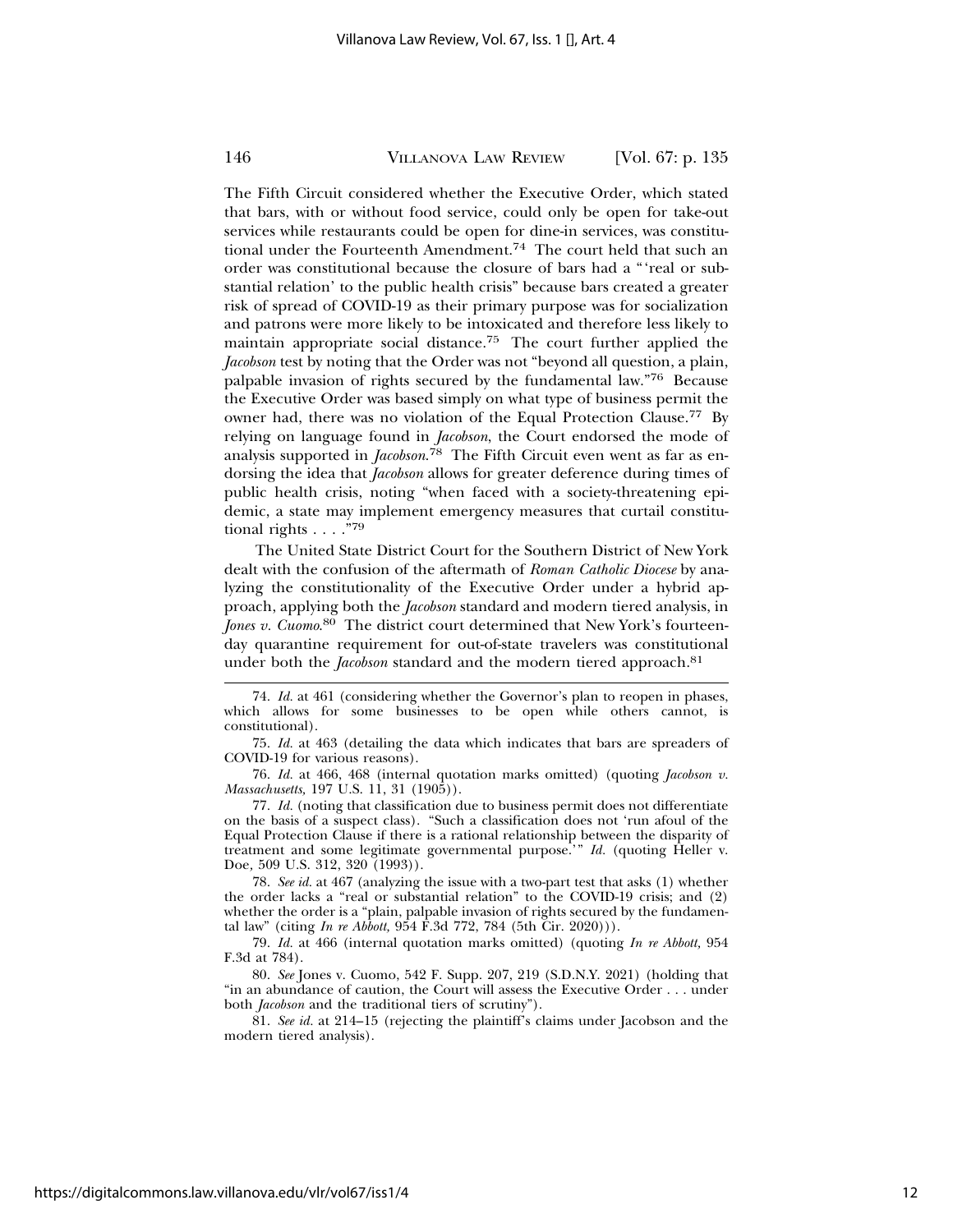The Fifth Circuit considered whether the Executive Order, which stated that bars, with or without food service, could only be open for take-out services while restaurants could be open for dine-in services, was constitutional under the Fourteenth Amendment.[74] The court held that such an order was constitutional because the closure of bars had a "'real or substantial relation' to the public health crisis" because bars created a greater risk of spread of COVID-19 as their primary purpose was for socialization and patrons were more likely to be intoxicated and therefore less likely to maintain appropriate social distance.[75] The court further applied the *Jacobson* test by noting that the Order was not "beyond all question, a plain, palpable invasion of rights secured by the fundamental law."[76] Because the Executive Order was based simply on what type of business permit the owner had, there was no violation of the Equal Protection Clause.[77] By relying on language found in *Jacobson*, the Court endorsed the mode of analysis supported in *Jacobson*.[78] The Fifth Circuit even went as far as endorsing the idea that *Jacobson* allows for greater deference during times of public health crisis, noting "when faced with a society-threatening epidemic, a state may implement emergency measures that curtail constitutional rights . . . ."[79]

The United State District Court for the Southern District of New York dealt with the confusion of the aftermath of *Roman Catholic Diocese* by analyzing the constitutionality of the Executive Order under a hybrid approach, applying both the *Jacobson* standard and modern tiered analysis, in *Jones v. Cuomo*.[80] The district court determined that New York's fourteen-day quarantine requirement for out-of-state travelers was constitutional under both the *Jacobson* standard and the modern tiered approach.[81]

---

74. *Id.* at 461 (considering whether the Governor's plan to reopen in phases, which allows for some businesses to be open while others cannot, is constitutional).

75. *Id.* at 463 (detailing the data which indicates that bars are spreaders of COVID-19 for various reasons).

76. *Id.* at 466, 468 (internal quotation marks omitted) (quoting *Jacobson v. Massachusetts*, 197 U.S. 11, 31 (1905)).

77. *Id.* (noting that classification due to business permit does not differentiate on the basis of a suspect class). "Such a classification does not 'run afoul of the Equal Protection Clause if there is a rational relationship between the disparity of treatment and some legitimate governmental purpose.'" *Id.* (quoting Heller v. Doe, 509 U.S. 312, 320 (1993)).

78. *See id.* at 467 (analyzing the issue with a two-part test that asks (1) whether the order lacks a "real or substantial relation" to the COVID-19 crisis; and (2) whether the order is a "plain, palpable invasion of rights secured by the fundamental law" (citing *In re Abbott,* 954 F.3d 772, 784 (5th Cir. 2020))).

79. *Id.* at 466 (internal quotation marks omitted) (quoting *In re Abbott,* 954 F.3d at 784).

80. *See* Jones v. Cuomo, 542 F. Supp. 207, 219 (S.D.N.Y. 2021) (holding that "in an abundance of caution, the Court will assess the Executive Order . . . under both *Jacobson* and the traditional tiers of scrutiny").

81. *See id.* at 214–15 (rejecting the plaintiff's claims under Jacobson and the modern tiered analysis).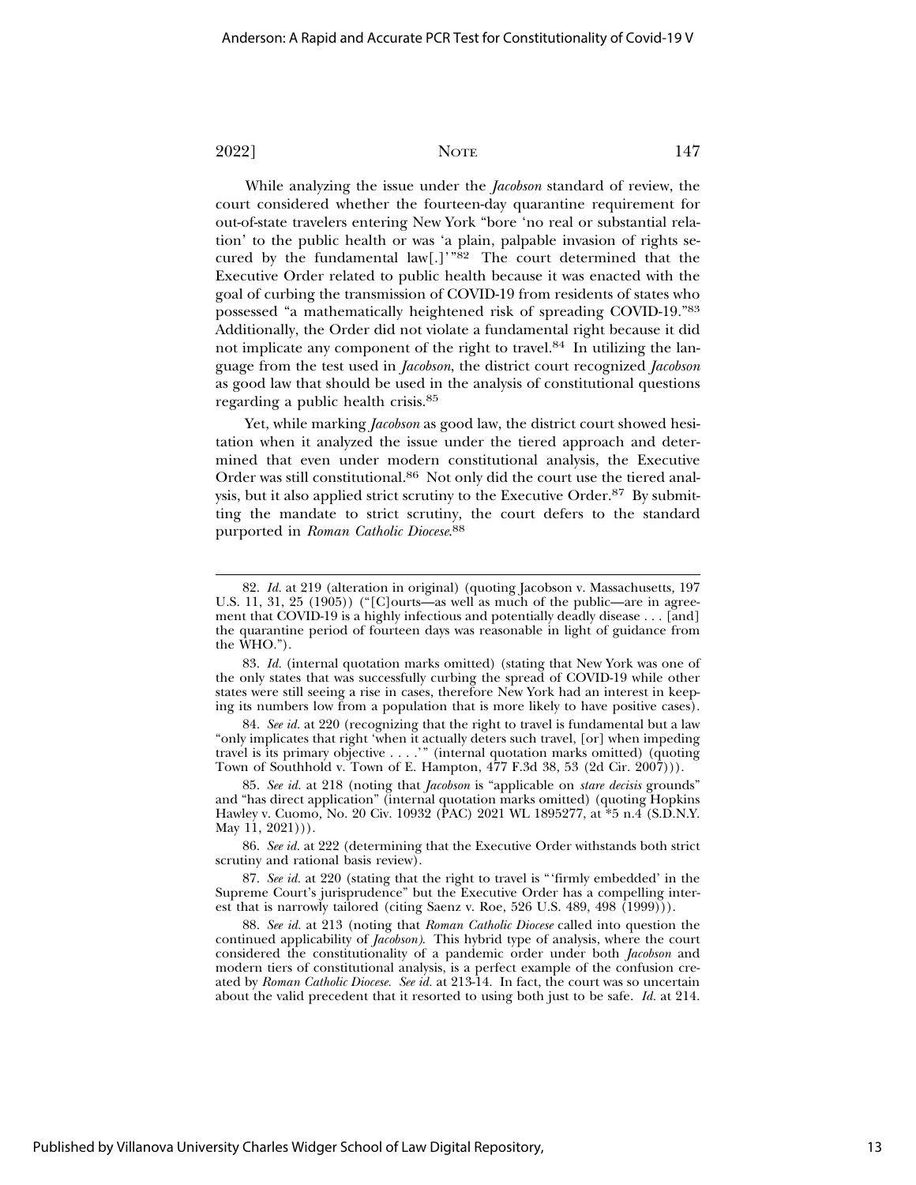While analyzing the issue under the *Jacobson* standard of review, the court considered whether the fourteen-day quarantine requirement for out-of-state travelers entering New York "bore 'no real or substantial relation' to the public health or was 'a plain, palpable invasion of rights secured by the fundamental law[.]'"[82] The court determined that the Executive Order related to public health because it was enacted with the goal of curbing the transmission of COVID-19 from residents of states who possessed "a mathematically heightened risk of spreading COVID-19."[83] Additionally, the Order did not violate a fundamental right because it did not implicate any component of the right to travel.[84] In utilizing the language from the test used in *Jacobson*, the district court recognized *Jacobson* as good law that should be used in the analysis of constitutional questions regarding a public health crisis.[85]

Yet, while marking *Jacobson* as good law, the district court showed hesitation when it analyzed the issue under the tiered approach and determined that even under modern constitutional analysis, the Executive Order was still constitutional.[86] Not only did the court use the tiered analysis, but it also applied strict scrutiny to the Executive Order.[87] By submitting the mandate to strict scrutiny, the court defers to the standard purported in *Roman Catholic Diocese*.[88]

---

82. *Id.* at 219 (alteration in original) (quoting Jacobson v. Massachusetts, 197 U.S. 11, 31, 25 (1905)) ("[C]ourts—as well as much of the public—are in agreement that COVID-19 is a highly infectious and potentially deadly disease . . . [and] the quarantine period of fourteen days was reasonable in light of guidance from the WHO.").

83. *Id.* (internal quotation marks omitted) (stating that New York was one of the only states that was successfully curbing the spread of COVID-19 while other states were still seeing a rise in cases, therefore New York had an interest in keeping its numbers low from a population that is more likely to have positive cases).

84. *See id.* at 220 (recognizing that the right to travel is fundamental but a law "only implicates that right 'when it actually deters such travel, [or] when impeding travel is its primary objective . . . .'" (internal quotation marks omitted) (quoting Town of Southhold v. Town of E. Hampton, 477 F.3d 38, 53 (2d Cir. 2007))).

85. *See id.* at 218 (noting that *Jacobson* is "applicable on *stare decisis* grounds" and "has direct application" (internal quotation marks omitted) (quoting Hopkins Hawley v. Cuomo, No. 20 Civ. 10932 (PAC) 2021 WL 1895277, at *5 n.4 (S.D.N.Y. May 11, 2021))).

86. *See id.* at 222 (determining that the Executive Order withstands both strict scrutiny and rational basis review).

87. *See id.* at 220 (stating that the right to travel is "'firmly embedded' in the Supreme Court's jurisprudence" but the Executive Order has a compelling interest that is narrowly tailored (citing Saenz v. Roe, 526 U.S. 489, 498 (1999))).

88. *See id.* at 213 (noting that *Roman Catholic Diocese* called into question the continued applicability of *Jacobson)*. This hybrid type of analysis, where the court considered the constitutionality of a pandemic order under both *Jacobson* and modern tiers of constitutional analysis, is a perfect example of the confusion created by *Roman Catholic Diocese*. *See id.* at 213-14. In fact, the court was so uncertain about the valid precedent that it resorted to using both just to be safe. *Id.* at 214.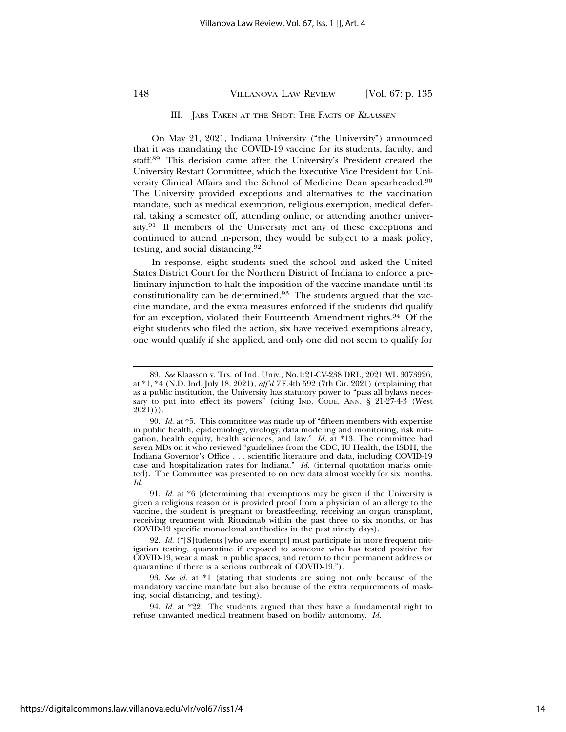## III. Jabs Taken at the Shot: The Facts of *Klaassen*

On May 21, 2021, Indiana University ("the University") announced that it was mandating the COVID-19 vaccine for its students, faculty, and staff.[89] This decision came after the University's President created the University Restart Committee, which the Executive Vice President for University Clinical Affairs and the School of Medicine Dean spearheaded.[90] The University provided exceptions and alternatives to the vaccination mandate, such as medical exemption, religious exemption, medical deferral, taking a semester off, attending online, or attending another university.[91] If members of the University met any of these exceptions and continued to attend in-person, they would be subject to a mask policy, testing, and social distancing.[92]

In response, eight students sued the school and asked the United States District Court for the Northern District of Indiana to enforce a preliminary injunction to halt the imposition of the vaccine mandate until its constitutionality can be determined.[93] The students argued that the vaccine mandate, and the extra measures enforced if the students did qualify for an exception, violated their Fourteenth Amendment rights.[94] Of the eight students who filed the action, six have received exemptions already, one would qualify if she applied, and only one did not seem to qualify for

---

89. *See* Klaassen v. Trs. of Ind. Univ., No.1:21-CV-238 DRL, 2021 WL 3073926, at *1, *4 (N.D. Ind. July 18, 2021), *aff'd* 7 F.4th 592 (7th Cir. 2021) (explaining that as a public institution, the University has statutory power to "pass all bylaws necessary to put into effect its powers" (citing Ind. Code. Ann. § 21-27-4-3 (West 2021))).

90. *Id.* at *5. This committee was made up of "fifteen members with expertise in public health, epidemiology, virology, data modeling and monitoring, risk mitigation, health equity, health sciences, and law." *Id.* at *13. The committee had seven MDs on it who reviewed "guidelines from the CDC, IU Health, the ISDH, the Indiana Governor's Office . . . scientific literature and data, including COVID-19 case and hospitalization rates for Indiana." *Id.* (internal quotation marks omitted). The Committee was presented to on new data almost weekly for six months. *Id.*

91. *Id.* at *6 (determining that exemptions may be given if the University is given a religious reason or is provided proof from a physician of an allergy to the vaccine, the student is pregnant or breastfeeding, receiving an organ transplant, receiving treatment with Rituximab within the past three to six months, or has COVID-19 specific monoclonal antibodies in the past ninety days).

92. *Id.* ("[S]tudents [who are exempt] must participate in more frequent mitigation testing, quarantine if exposed to someone who has tested positive for COVID-19, wear a mask in public spaces, and return to their permanent address or quarantine if there is a serious outbreak of COVID-19.").

93. *See id.* at *1 (stating that students are suing not only because of the mandatory vaccine mandate but also because of the extra requirements of masking, social distancing, and testing).

94. *Id.* at *22. The students argued that they have a fundamental right to refuse unwanted medical treatment based on bodily autonomy. *Id.*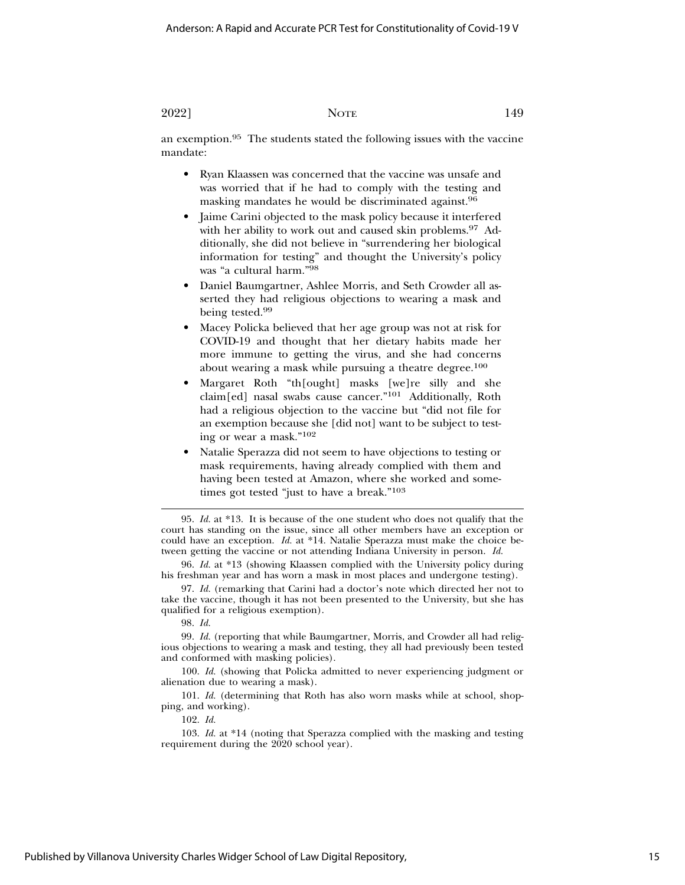an exemption.[95] The students stated the following issues with the vaccine mandate:

- Ryan Klaassen was concerned that the vaccine was unsafe and was worried that if he had to comply with the testing and masking mandates he would be discriminated against.[96]
- Jaime Carini objected to the mask policy because it interfered with her ability to work out and caused skin problems.[97] Additionally, she did not believe in "surrendering her biological information for testing" and thought the University's policy was "a cultural harm."[98]
- Daniel Baumgartner, Ashlee Morris, and Seth Crowder all asserted they had religious objections to wearing a mask and being tested.[99]
- Macey Policka believed that her age group was not at risk for COVID-19 and thought that her dietary habits made her more immune to getting the virus, and she had concerns about wearing a mask while pursuing a theatre degree.[100]
- Margaret Roth "th[ought] masks [we]re silly and she claim[ed] nasal swabs cause cancer."[101] Additionally, Roth had a religious objection to the vaccine but "did not file for an exemption because she [did not] want to be subject to testing or wear a mask."[102]
- Natalie Sperazza did not seem to have objections to testing or mask requirements, having already complied with them and having been tested at Amazon, where she worked and sometimes got tested "just to have a break."[103]

---

95. *Id.* at *13. It is because of the one student who does not qualify that the court has standing on the issue, since all other members have an exception or could have an exception. *Id.* at *14. Natalie Sperazza must make the choice between getting the vaccine or not attending Indiana University in person. *Id.*

96. *Id.* at *13 (showing Klaassen complied with the University policy during his freshman year and has worn a mask in most places and undergone testing).

97. *Id.* (remarking that Carini had a doctor's note which directed her not to take the vaccine, though it has not been presented to the University, but she has qualified for a religious exemption).

98. *Id.*

99. *Id.* (reporting that while Baumgartner, Morris, and Crowder all had religious objections to wearing a mask and testing, they all had previously been tested and conformed with masking policies).

100. *Id.* (showing that Policka admitted to never experiencing judgment or alienation due to wearing a mask).

101. *Id.* (determining that Roth has also worn masks while at school, shopping, and working).

102. *Id.*

103. *Id.* at *14 (noting that Sperazza complied with the masking and testing requirement during the 2020 school year).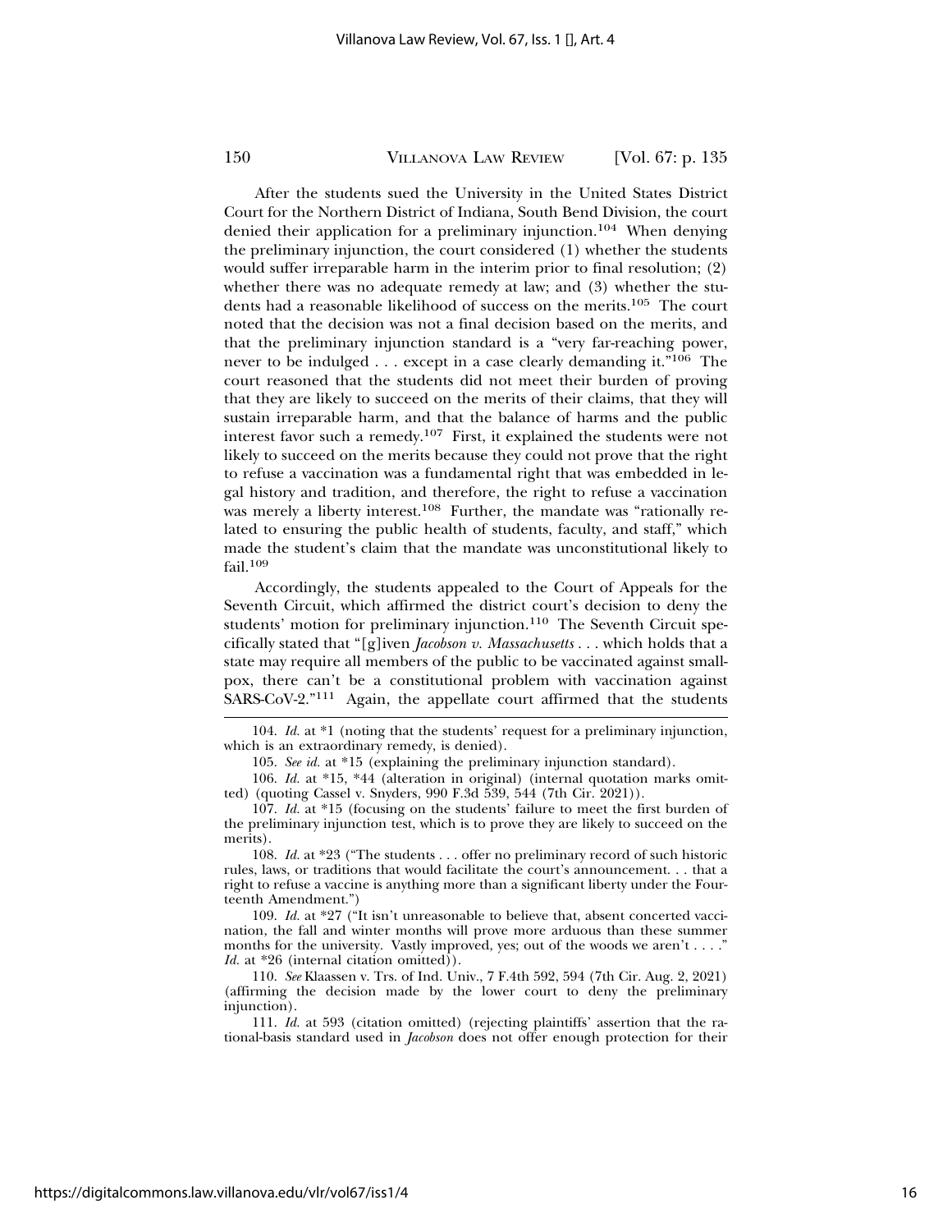After the students sued the University in the United States District Court for the Northern District of Indiana, South Bend Division, the court denied their application for a preliminary injunction.[104] When denying the preliminary injunction, the court considered (1) whether the students would suffer irreparable harm in the interim prior to final resolution; (2) whether there was no adequate remedy at law; and (3) whether the students had a reasonable likelihood of success on the merits.[105] The court noted that the decision was not a final decision based on the merits, and that the preliminary injunction standard is a "very far-reaching power, never to be indulged . . . except in a case clearly demanding it."[106] The court reasoned that the students did not meet their burden of proving that they are likely to succeed on the merits of their claims, that they will sustain irreparable harm, and that the balance of harms and the public interest favor such a remedy.[107] First, it explained the students were not likely to succeed on the merits because they could not prove that the right to refuse a vaccination was a fundamental right that was embedded in legal history and tradition, and therefore, the right to refuse a vaccination was merely a liberty interest.[108] Further, the mandate was "rationally related to ensuring the public health of students, faculty, and staff," which made the student's claim that the mandate was unconstitutional likely to fail.[109]

Accordingly, the students appealed to the Court of Appeals for the Seventh Circuit, which affirmed the district court's decision to deny the students' motion for preliminary injunction.[110] The Seventh Circuit specifically stated that "[g]iven *Jacobson v. Massachusetts* . . . which holds that a state may require all members of the public to be vaccinated against smallpox, there can't be a constitutional problem with vaccination against SARS-CoV-2."[111] Again, the appellate court affirmed that the students

---

104. *Id.* at *1 (noting that the students' request for a preliminary injunction, which is an extraordinary remedy, is denied).

105. *See id.* at *15 (explaining the preliminary injunction standard).

106. *Id.* at *15, *44 (alteration in original) (internal quotation marks omitted) (quoting Cassel v. Snyders, 990 F.3d 539, 544 (7th Cir. 2021)).

107. *Id.* at *15 (focusing on the students' failure to meet the first burden of the preliminary injunction test, which is to prove they are likely to succeed on the merits).

108. *Id.* at *23 ("The students . . . offer no preliminary record of such historic rules, laws, or traditions that would facilitate the court's announcement. . . that a right to refuse a vaccine is anything more than a significant liberty under the Fourteenth Amendment.")

109. *Id.* at *27 ("It isn't unreasonable to believe that, absent concerted vaccination, the fall and winter months will prove more arduous than these summer months for the university. Vastly improved, yes; out of the woods we aren't . . . ." *Id.* at *26 (internal citation omitted)).

110. *See* Klaassen v. Trs. of Ind. Univ., 7 F.4th 592, 594 (7th Cir. Aug. 2, 2021) (affirming the decision made by the lower court to deny the preliminary injunction).

111. *Id.* at 593 (citation omitted) (rejecting plaintiffs' assertion that the rational-basis standard used in *Jacobson* does not offer enough protection for their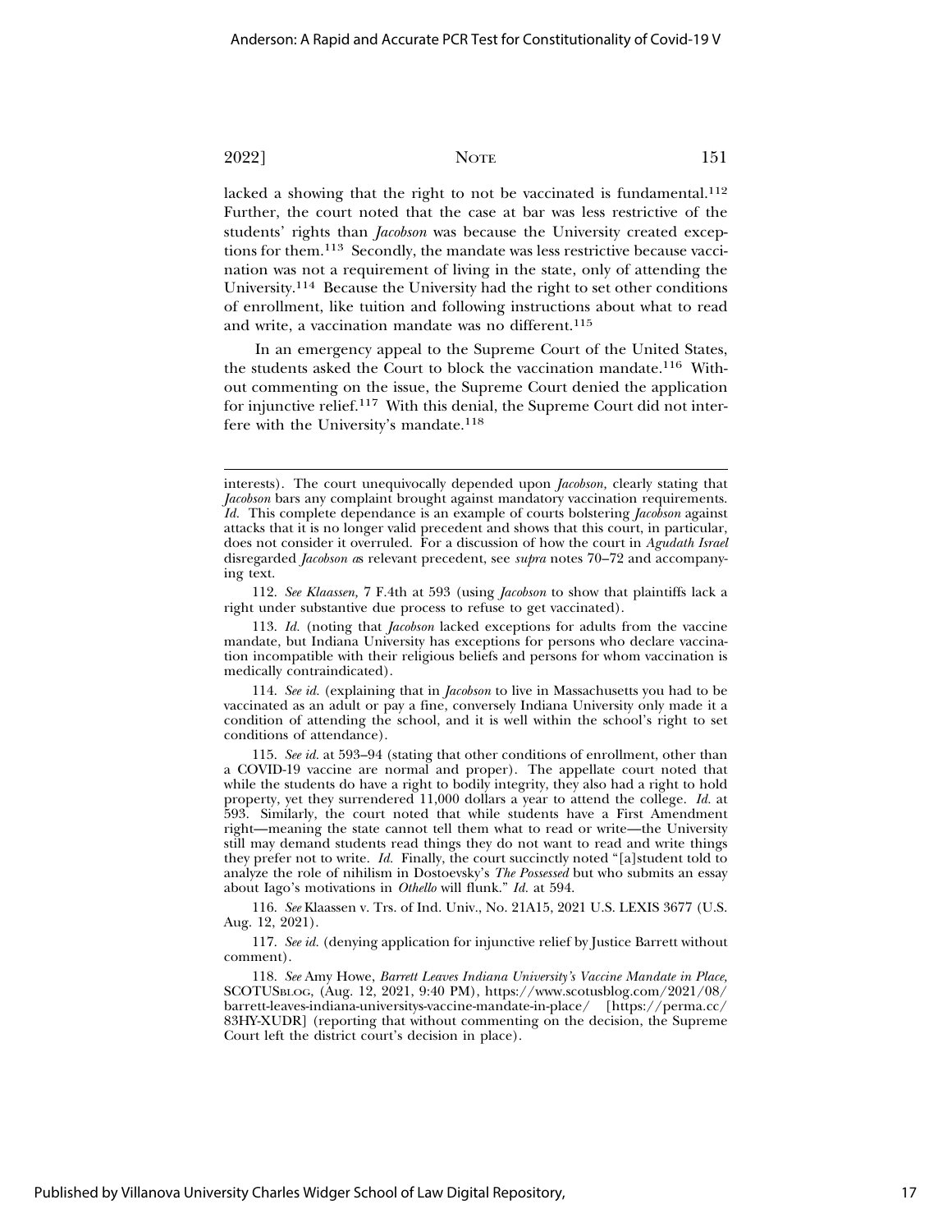lacked a showing that the right to not be vaccinated is fundamental.[112] Further, the court noted that the case at bar was less restrictive of the students' rights than *Jacobson* was because the University created exceptions for them.[113] Secondly, the mandate was less restrictive because vaccination was not a requirement of living in the state, only of attending the University.[114] Because the University had the right to set other conditions of enrollment, like tuition and following instructions about what to read and write, a vaccination mandate was no different.[115]

In an emergency appeal to the Supreme Court of the United States, the students asked the Court to block the vaccination mandate.[116] Without commenting on the issue, the Supreme Court denied the application for injunctive relief.[117] With this denial, the Supreme Court did not interfere with the University's mandate.[118]

---

interests). The court unequivocally depended upon *Jacobson,* clearly stating that *Jacobson* bars any complaint brought against mandatory vaccination requirements. *Id.* This complete dependance is an example of courts bolstering *Jacobson* against attacks that it is no longer valid precedent and shows that this court, in particular, does not consider it overruled. For a discussion of how the court in *Agudath Israel* disregarded *Jacobson a*s relevant precedent, see *supra* notes 70–72 and accompanying text.

112. *See Klaassen*, 7 F.4th at 593 (using *Jacobson* to show that plaintiffs lack a right under substantive due process to refuse to get vaccinated).

113. *Id.* (noting that *Jacobson* lacked exceptions for adults from the vaccine mandate, but Indiana University has exceptions for persons who declare vaccination incompatible with their religious beliefs and persons for whom vaccination is medically contraindicated).

114. *See id.* (explaining that in *Jacobson* to live in Massachusetts you had to be vaccinated as an adult or pay a fine, conversely Indiana University only made it a condition of attending the school, and it is well within the school's right to set conditions of attendance).

115. *See id.* at 593–94 (stating that other conditions of enrollment, other than a COVID-19 vaccine are normal and proper). The appellate court noted that while the students do have a right to bodily integrity, they also had a right to hold property, yet they surrendered 11,000 dollars a year to attend the college. *Id.* at 593. Similarly, the court noted that while students have a First Amendment right—meaning the state cannot tell them what to read or write—the University still may demand students read things they do not want to read and write things they prefer not to write. *Id.* Finally, the court succinctly noted "[a]student told to analyze the role of nihilism in Dostoevsky's *The Possessed* but who submits an essay about Iago's motivations in *Othello* will flunk." *Id.* at 594.

116. *See* Klaassen v. Trs. of Ind. Univ., No. 21A15, 2021 U.S. LEXIS 3677 (U.S. Aug. 12, 2021).

117. *See id.* (denying application for injunctive relief by Justice Barrett without comment).

118. *See* Amy Howe, *Barrett Leaves Indiana University's Vaccine Mandate in Place,* SCOTUSBLOG, (Aug. 12, 2021, 9:40 PM), https://www.scotusblog.com/2021/08/barrett-leaves-indiana-universitys-vaccine-mandate-in-place/ [https://perma.cc/83HY-XUDR] (reporting that without commenting on the decision, the Supreme Court left the district court's decision in place).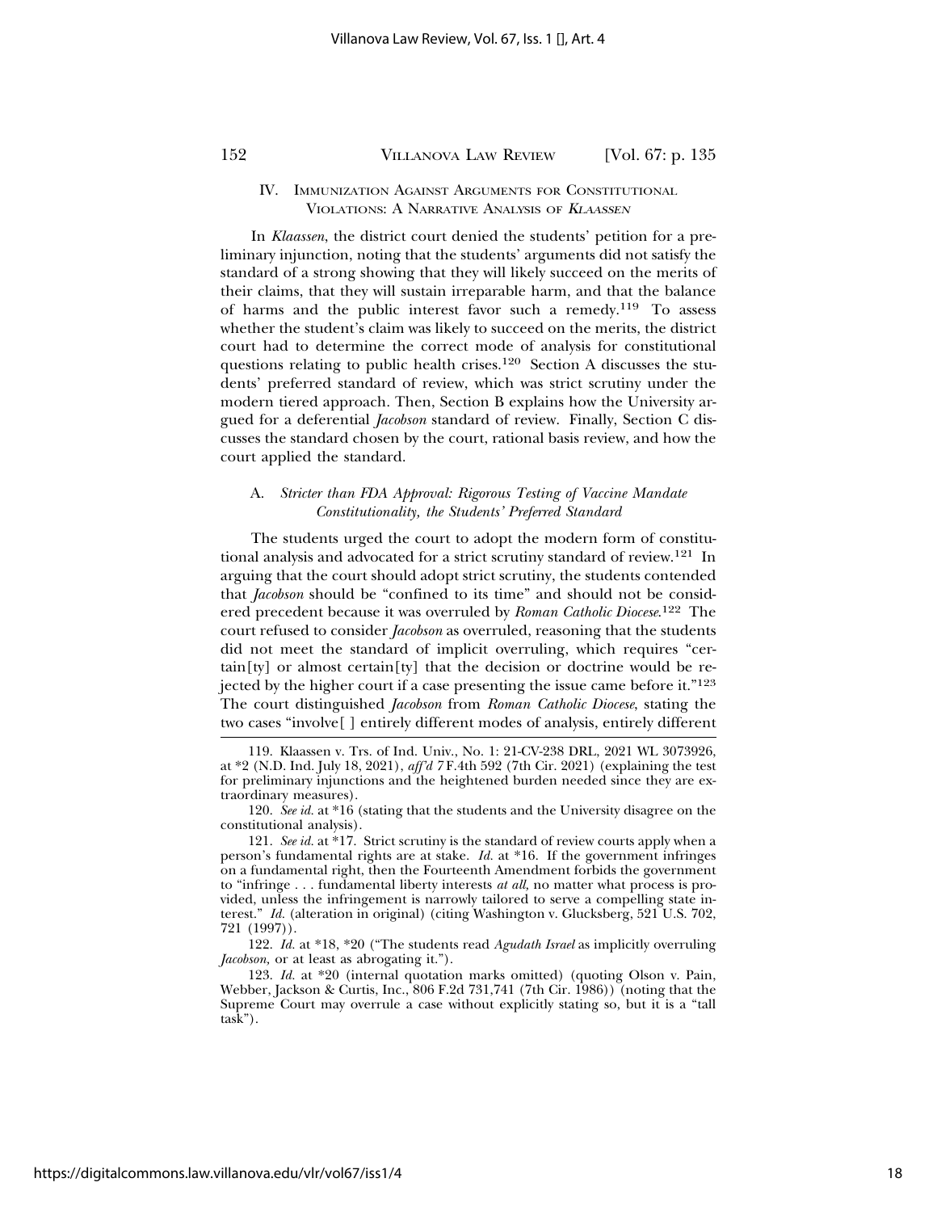## IV. Immunization Against Arguments for Constitutional Violations: A Narrative Analysis of *Klaassen*

In *Klaassen*, the district court denied the students' petition for a preliminary injunction, noting that the students' arguments did not satisfy the standard of a strong showing that they will likely succeed on the merits of their claims, that they will sustain irreparable harm, and that the balance of harms and the public interest favor such a remedy.[119] To assess whether the student's claim was likely to succeed on the merits, the district court had to determine the correct mode of analysis for constitutional questions relating to public health crises.[120] Section A discusses the students' preferred standard of review, which was strict scrutiny under the modern tiered approach. Then, Section B explains how the University argued for a deferential *Jacobson* standard of review. Finally, Section C discusses the standard chosen by the court, rational basis review, and how the court applied the standard.

### A. *Stricter than FDA Approval: Rigorous Testing of Vaccine Mandate Constitutionality, the Students' Preferred Standard*

The students urged the court to adopt the modern form of constitutional analysis and advocated for a strict scrutiny standard of review.[121] In arguing that the court should adopt strict scrutiny, the students contended that *Jacobson* should be "confined to its time" and should not be considered precedent because it was overruled by *Roman Catholic Diocese*.[122] The court refused to consider *Jacobson* as overruled, reasoning that the students did not meet the standard of implicit overruling, which requires "certain[ty] or almost certain[ty] that the decision or doctrine would be rejected by the higher court if a case presenting the issue came before it."[123] The court distinguished *Jacobson* from *Roman Catholic Diocese*, stating the two cases "involve[ ] entirely different modes of analysis, entirely different

---

119. Klaassen v. Trs. of Ind. Univ., No. 1: 21-CV-238 DRL, 2021 WL 3073926, at *2 (N.D. Ind. July 18, 2021), *aff'd* 7 F.4th 592 (7th Cir. 2021) (explaining the test for preliminary injunctions and the heightened burden needed since they are extraordinary measures).

120. *See id.* at *16 (stating that the students and the University disagree on the constitutional analysis).

121. *See id.* at *17. Strict scrutiny is the standard of review courts apply when a person's fundamental rights are at stake. *Id.* at *16. If the government infringes on a fundamental right, then the Fourteenth Amendment forbids the government to "infringe . . . fundamental liberty interests *at all*, no matter what process is provided, unless the infringement is narrowly tailored to serve a compelling state interest." *Id.* (alteration in original) (citing Washington v. Glucksberg, 521 U.S. 702, 721 (1997)).

122. *Id.* at *18, *20 ("The students read *Agudath Israel* as implicitly overruling *Jacobson*, or at least as abrogating it.").

123. *Id.* at *20 (internal quotation marks omitted) (quoting Olson v. Pain, Webber, Jackson & Curtis, Inc., 806 F.2d 731,741 (7th Cir. 1986)) (noting that the Supreme Court may overrule a case without explicitly stating so, but it is a "tall task").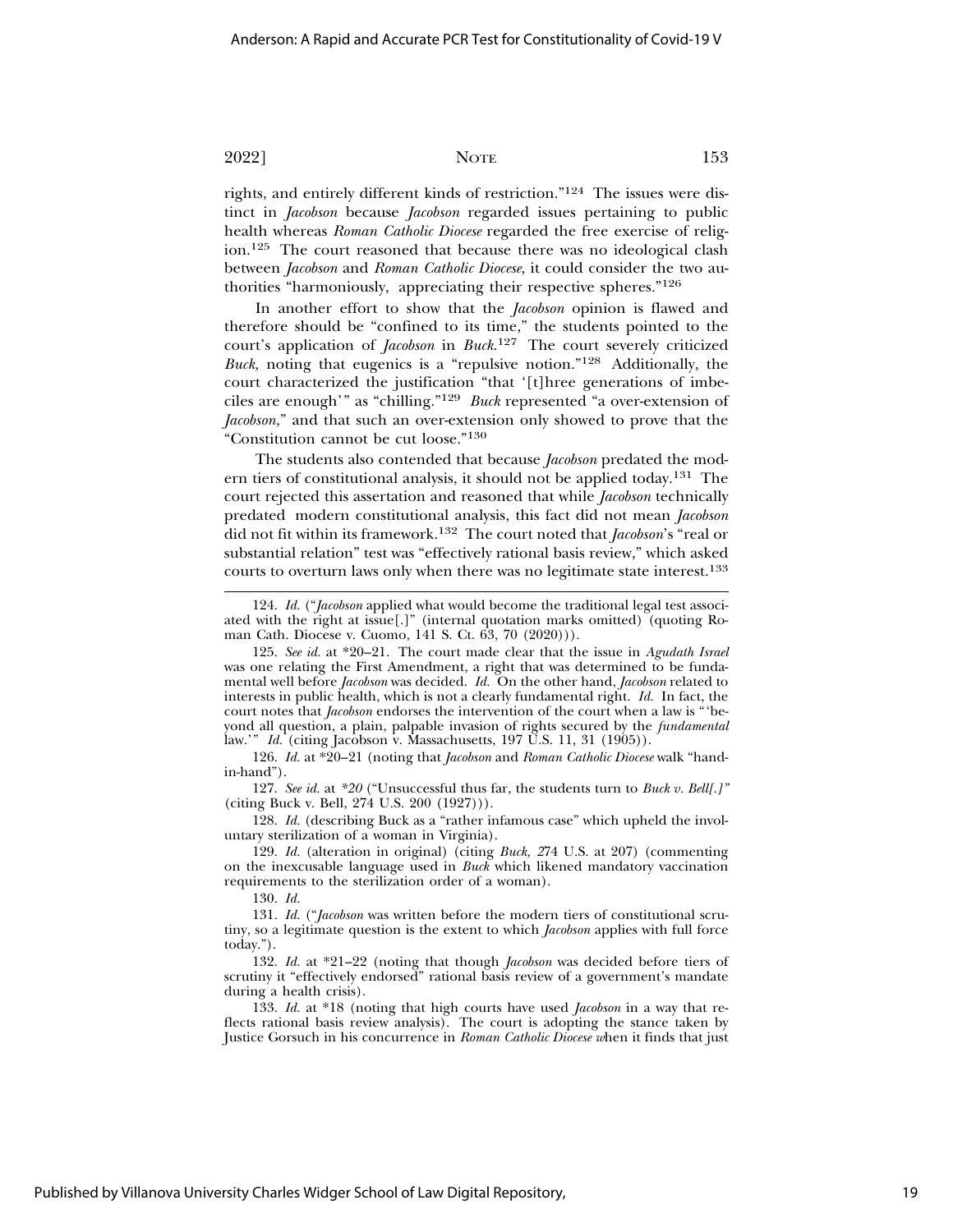rights, and entirely different kinds of restriction."[124] The issues were distinct in *Jacobson* because *Jacobson* regarded issues pertaining to public health whereas *Roman Catholic Diocese* regarded the free exercise of religion.[125] The court reasoned that because there was no ideological clash between *Jacobson* and *Roman Catholic Diocese*, it could consider the two authorities "harmoniously, appreciating their respective spheres."[126]

In another effort to show that the *Jacobson* opinion is flawed and therefore should be "confined to its time," the students pointed to the court's application of *Jacobson* in *Buck*.[127] The court severely criticized *Buck,* noting that eugenics is a "repulsive notion."[128] Additionally, the court characterized the justification "that '[t]hree generations of imbeciles are enough'" as "chilling."[129] *Buck* represented "a over-extension of *Jacobson,*" and that such an over-extension only showed to prove that the "Constitution cannot be cut loose."[130]

The students also contended that because *Jacobson* predated the modern tiers of constitutional analysis, it should not be applied today.[131] The court rejected this assertion and reasoned that while *Jacobson* technically predated modern constitutional analysis, this fact did not mean *Jacobson* did not fit within its framework.[132] The court noted that *Jacobson*'s "real or substantial relation" test was "effectively rational basis review," which asked courts to overturn laws only when there was no legitimate state interest.[133]

---

124. *Id.* ("*Jacobson* applied what would become the traditional legal test associated with the right at issue[.]" (internal quotation marks omitted) (quoting Roman Cath. Diocese v. Cuomo, 141 S. Ct. 63, 70 (2020))).

125. *See id.* at *20–21. The court made clear that the issue in *Agudath Israel* was one relating the First Amendment, a right that was determined to be fundamental well before *Jacobson* was decided. *Id.* On the other hand, *Jacobson* related to interests in public health, which is not a clearly fundamental right. *Id.* In fact, the court notes that *Jacobson* endorses the intervention of the court when a law is "'beyond all question, a plain, palpable invasion of rights secured by the *fundamental* law.'" *Id.* (citing Jacobson v. Massachusetts, 197 U.S. 11, 31 (1905)).

126. *Id.* at *20–21 (noting that *Jacobson* and *Roman Catholic Diocese* walk "hand-in-hand").

127. *See id.* at *20 ("Unsuccessful thus far, the students turn to *Buck v. Bell[.]*" (citing Buck v. Bell, 274 U.S. 200 (1927))).

128. *Id.* (describing Buck as a "rather infamous case" which upheld the involuntary sterilization of a woman in Virginia).

129. *Id.* (alteration in original) (citing *Buck,* 274 U.S. at 207) (commenting on the inexcusable language used in *Buck* which likened mandatory vaccination requirements to the sterilization order of a woman).

130. *Id.*

131. *Id.* ("*Jacobson* was written before the modern tiers of constitutional scrutiny, so a legitimate question is the extent to which *Jacobson* applies with full force today.").

132. *Id.* at *21–22 (noting that though *Jacobson* was decided before tiers of scrutiny it "effectively endorsed" rational basis review of a government's mandate during a health crisis).

133. *Id.* at *18 (noting that high courts have used *Jacobson* in a way that reflects rational basis review analysis). The court is adopting the stance taken by Justice Gorsuch in his concurrence in *Roman Catholic Diocese* when it finds that just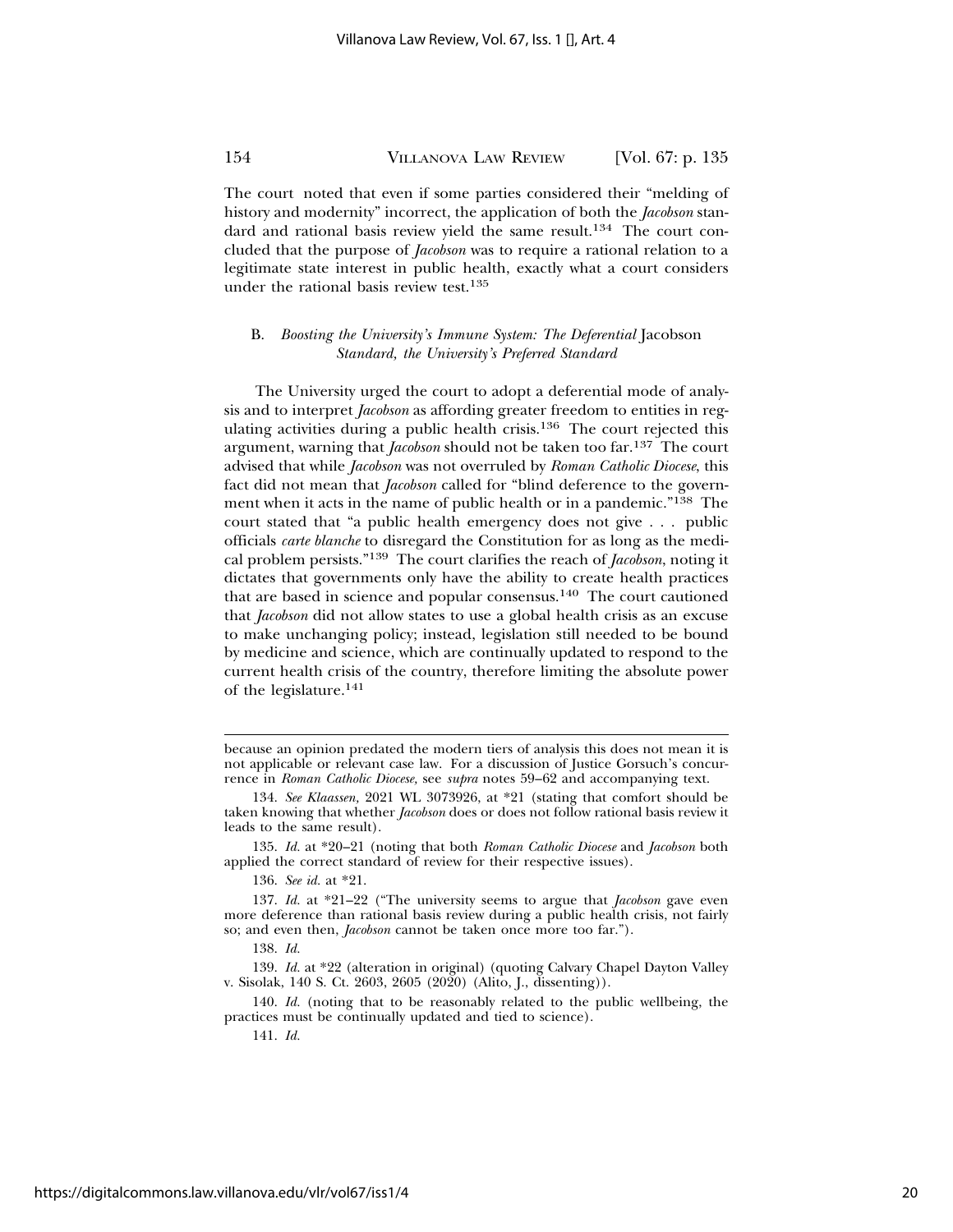The court noted that even if some parties considered their "melding of history and modernity" incorrect, the application of both the *Jacobson* standard and rational basis review yield the same result.[134] The court concluded that the purpose of *Jacobson* was to require a rational relation to a legitimate state interest in public health, exactly what a court considers under the rational basis review test.[135]

### B. *Boosting the University's Immune System: The Deferential* Jacobson *Standard, the University's Preferred Standard*

The University urged the court to adopt a deferential mode of analysis and to interpret *Jacobson* as affording greater freedom to entities in regulating activities during a public health crisis.[136] The court rejected this argument, warning that *Jacobson* should not be taken too far.[137] The court advised that while *Jacobson* was not overruled by *Roman Catholic Diocese*, this fact did not mean that *Jacobson* called for "blind deference to the government when it acts in the name of public health or in a pandemic."[138] The court stated that "a public health emergency does not give . . . public officials *carte blanche* to disregard the Constitution for as long as the medical problem persists."[139] The court clarifies the reach of *Jacobson*, noting it dictates that governments only have the ability to create health practices that are based in science and popular consensus.[140] The court cautioned that *Jacobson* did not allow states to use a global health crisis as an excuse to make unchanging policy; instead, legislation still needed to be bound by medicine and science, which are continually updated to respond to the current health crisis of the country, therefore limiting the absolute power of the legislature.[141]

---

because an opinion predated the modern tiers of analysis this does not mean it is not applicable or relevant case law. For a discussion of Justice Gorsuch's concurrence in *Roman Catholic Diocese*, see *supra* notes 59–62 and accompanying text.

134. *See Klaassen*, 2021 WL 3073926, at *21 (stating that comfort should be taken knowing that whether *Jacobson* does or does not follow rational basis review it leads to the same result).

135. *Id.* at *20–21 (noting that both *Roman Catholic Diocese* and *Jacobson* both applied the correct standard of review for their respective issues).

136. *See id.* at *21.

137. *Id.* at *21–22 ("The university seems to argue that *Jacobson* gave even more deference than rational basis review during a public health crisis, not fairly so; and even then, *Jacobson* cannot be taken once more too far.").

138. *Id.*

139. *Id.* at *22 (alteration in original) (quoting Calvary Chapel Dayton Valley v. Sisolak, 140 S. Ct. 2603, 2605 (2020) (Alito, J., dissenting)).

140. *Id.* (noting that to be reasonably related to the public wellbeing, the practices must be continually updated and tied to science).

141. *Id.*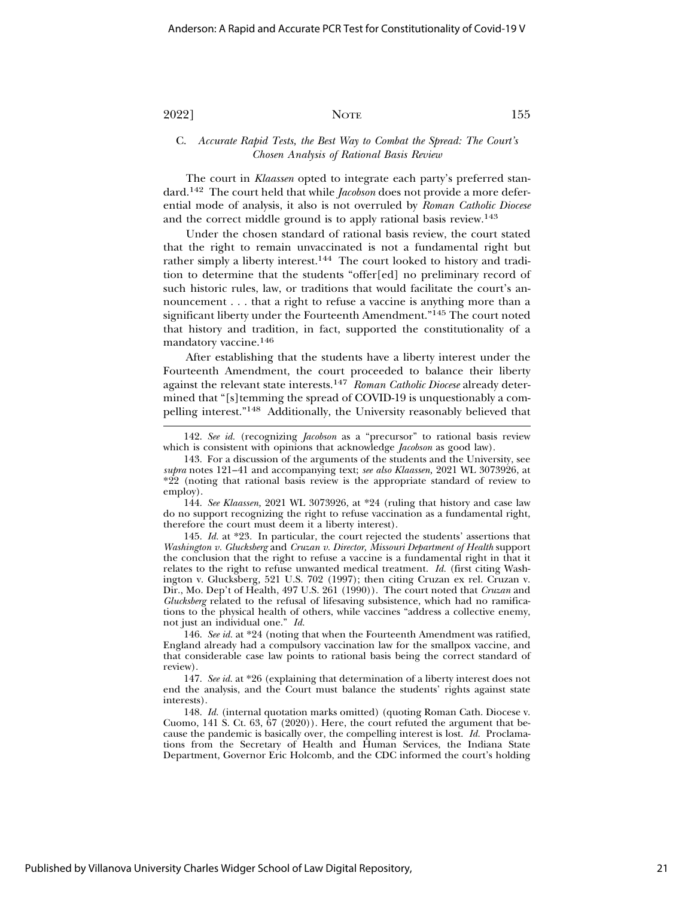### C. *Accurate Rapid Tests, the Best Way to Combat the Spread: The Court's Chosen Analysis of Rational Basis Review*

The court in *Klaassen* opted to integrate each party's preferred standard.[142] The court held that while *Jacobson* does not provide a more deferential mode of analysis, it also is not overruled by *Roman Catholic Diocese* and the correct middle ground is to apply rational basis review.[143]

Under the chosen standard of rational basis review, the court stated that the right to remain unvaccinated is not a fundamental right but rather simply a liberty interest.[144] The court looked to history and tradition to determine that the students "offer[ed] no preliminary record of such historic rules, law, or traditions that would facilitate the court's announcement . . . that a right to refuse a vaccine is anything more than a significant liberty under the Fourteenth Amendment."[145] The court noted that history and tradition, in fact, supported the constitutionality of a mandatory vaccine.[146]

After establishing that the students have a liberty interest under the Fourteenth Amendment, the court proceeded to balance their liberty against the relevant state interests.[147] *Roman Catholic Diocese* already determined that "[s]temming the spread of COVID-19 is unquestionably a compelling interest."[148] Additionally, the University reasonably believed that

---

142. *See id.* (recognizing *Jacobson* as a "precursor" to rational basis review which is consistent with opinions that acknowledge *Jacobson* as good law).

143. For a discussion of the arguments of the students and the University, see *supra* notes 121–41 and accompanying text; *see also Klaassen*, 2021 WL 3073926, at *22 (noting that rational basis review is the appropriate standard of review to employ).

144. *See Klaassen*, 2021 WL 3073926, at *24 (ruling that history and case law do no support recognizing the right to refuse vaccination as a fundamental right, therefore the court must deem it a liberty interest).

145. *Id.* at *23. In particular, the court rejected the students' assertions that *Washington v. Glucksberg* and *Cruzan v. Director, Missouri Department of Health* support the conclusion that the right to refuse a vaccine is a fundamental right in that it relates to the right to refuse unwanted medical treatment. *Id.* (first citing Washington v. Glucksberg, 521 U.S. 702 (1997); then citing Cruzan ex rel. Cruzan v. Dir., Mo. Dep't of Health, 497 U.S. 261 (1990)). The court noted that *Cruzan* and *Glucksberg* related to the refusal of lifesaving subsistence, which had no ramifications to the physical health of others, while vaccines "address a collective enemy, not just an individual one." *Id.*

146. *See id.* at *24 (noting that when the Fourteenth Amendment was ratified, England already had a compulsory vaccination law for the smallpox vaccine, and that considerable case law points to rational basis being the correct standard of review).

147. *See id.* at *26 (explaining that determination of a liberty interest does not end the analysis, and the Court must balance the students' rights against state interests).

148. *Id.* (internal quotation marks omitted) (quoting Roman Cath. Diocese v. Cuomo, 141 S. Ct. 63, 67 (2020)). Here, the court refuted the argument that because the pandemic is basically over, the compelling interest is lost. *Id.* Proclamations from the Secretary of Health and Human Services, the Indiana State Department, Governor Eric Holcomb, and the CDC informed the court's holding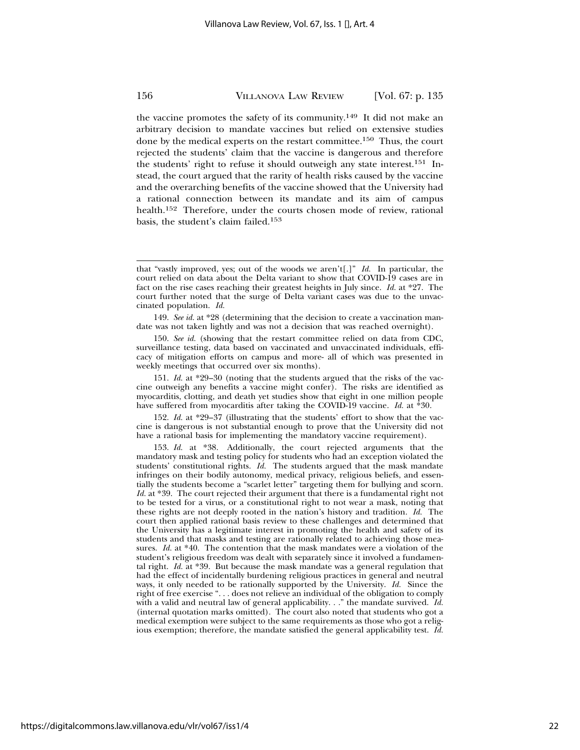the vaccine promotes the safety of its community.[149] It did not make an arbitrary decision to mandate vaccines but relied on extensive studies done by the medical experts on the restart committee.[150] Thus, the court rejected the students' claim that the vaccine is dangerous and therefore the students' right to refuse it should outweigh any state interest.[151] Instead, the court argued that the rarity of health risks caused by the vaccine and the overarching benefits of the vaccine showed that the University had a rational connection between its mandate and its aim of campus health.[152] Therefore, under the courts chosen mode of review, rational basis, the student's claim failed.[153]

---

that "vastly improved, yes; out of the woods we aren't[.]" *Id.* In particular, the court relied on data about the Delta variant to show that COVID-19 cases are in fact on the rise cases reaching their greatest heights in July since. *Id.* at \*27. The court further noted that the surge of Delta variant cases was due to the unvaccinated population. *Id.*

149. *See id.* at \*28 (determining that the decision to create a vaccination mandate was not taken lightly and was not a decision that was reached overnight).

150. *See id.* (showing that the restart committee relied on data from CDC, surveillance testing, data based on vaccinated and unvaccinated individuals, efficacy of mitigation efforts on campus and more- all of which was presented in weekly meetings that occurred over six months).

151. *Id.* at \*29–30 (noting that the students argued that the risks of the vaccine outweigh any benefits a vaccine might confer). The risks are identified as myocarditis, clotting, and death yet studies show that eight in one million people have suffered from myocarditis after taking the COVID-19 vaccine. *Id.* at \*30.

152. *Id.* at \*29–37 (illustrating that the students' effort to show that the vaccine is dangerous is not substantial enough to prove that the University did not have a rational basis for implementing the mandatory vaccine requirement).

153. *Id.* at \*38. Additionally, the court rejected arguments that the mandatory mask and testing policy for students who had an exception violated the students' constitutional rights. *Id.* The students argued that the mask mandate infringes on their bodily autonomy, medical privacy, religious beliefs, and essentially the students become a "scarlet letter" targeting them for bullying and scorn. *Id.* at \*39. The court rejected their argument that there is a fundamental right not to be tested for a virus, or a constitutional right to not wear a mask, noting that these rights are not deeply rooted in the nation's history and tradition. *Id.* The court then applied rational basis review to these challenges and determined that the University has a legitimate interest in promoting the health and safety of its students and that masks and testing are rationally related to achieving those measures. *Id.* at \*40. The contention that the mask mandates were a violation of the student's religious freedom was dealt with separately since it involved a fundamental right. *Id.* at \*39. But because the mask mandate was a general regulation that had the effect of incidentally burdening religious practices in general and neutral ways, it only needed to be rationally supported by the University. *Id.* Since the right of free exercise ". . . does not relieve an individual of the obligation to comply with a valid and neutral law of general applicability. . ." the mandate survived. *Id.* (internal quotation marks omitted). The court also noted that students who got a medical exemption were subject to the same requirements as those who got a religious exemption; therefore, the mandate satisfied the general applicability test. *Id.*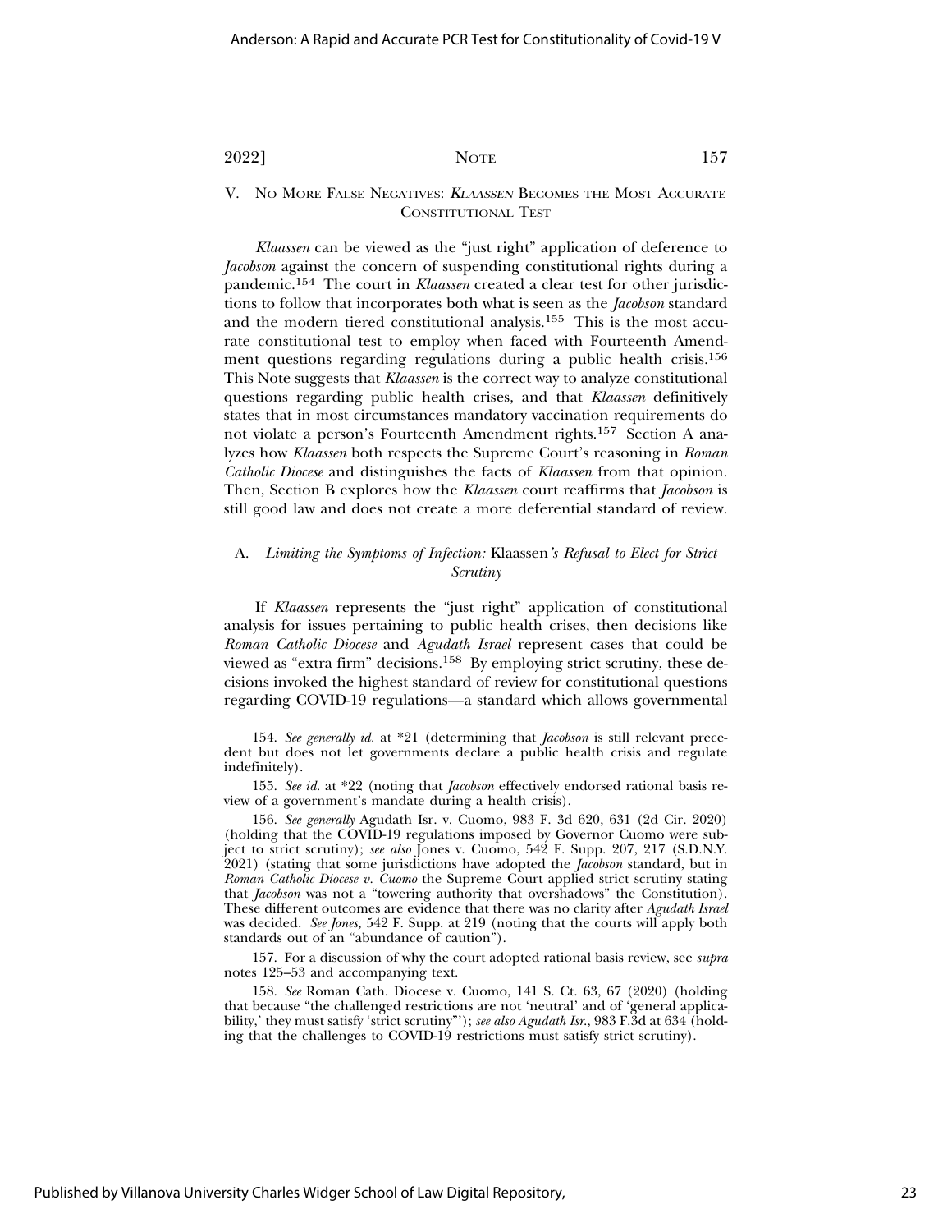## V. No More False Negatives: *Klaassen* Becomes the Most Accurate Constitutional Test

*Klaassen* can be viewed as the "just right" application of deference to *Jacobson* against the concern of suspending constitutional rights during a pandemic.[154] The court in *Klaassen* created a clear test for other jurisdictions to follow that incorporates both what is seen as the *Jacobson* standard and the modern tiered constitutional analysis.[155] This is the most accurate constitutional test to employ when faced with Fourteenth Amendment questions regarding regulations during a public health crisis.[156] This Note suggests that *Klaassen* is the correct way to analyze constitutional questions regarding public health crises, and that *Klaassen* definitively states that in most circumstances mandatory vaccination requirements do not violate a person's Fourteenth Amendment rights.[157] Section A analyzes how *Klaassen* both respects the Supreme Court's reasoning in *Roman Catholic Diocese* and distinguishes the facts of *Klaassen* from that opinion. Then, Section B explores how the *Klaassen* court reaffirms that *Jacobson* is still good law and does not create a more deferential standard of review.

### A. *Limiting the Symptoms of Infection:* Klaassen*'s Refusal to Elect for Strict Scrutiny*

If *Klaassen* represents the "just right" application of constitutional analysis for issues pertaining to public health crises, then decisions like *Roman Catholic Diocese* and *Agudath Israel* represent cases that could be viewed as "extra firm" decisions.[158] By employing strict scrutiny, these decisions invoked the highest standard of review for constitutional questions regarding COVID-19 regulations—a standard which allows governmental

---

154. *See generally id.* at *21 (determining that *Jacobson* is still relevant precedent but does not let governments declare a public health crisis and regulate indefinitely).

155. *See id.* at *22 (noting that *Jacobson* effectively endorsed rational basis review of a government's mandate during a health crisis).

156. *See generally* Agudath Isr. v. Cuomo, 983 F. 3d 620, 631 (2d Cir. 2020) (holding that the COVID-19 regulations imposed by Governor Cuomo were subject to strict scrutiny); *see also* Jones v. Cuomo, 542 F. Supp. 207, 217 (S.D.N.Y. 2021) (stating that some jurisdictions have adopted the *Jacobson* standard, but in *Roman Catholic Diocese v. Cuomo* the Supreme Court applied strict scrutiny stating that *Jacobson* was not a "towering authority that overshadows" the Constitution). These different outcomes are evidence that there was no clarity after *Agudath Israel* was decided. *See Jones,* 542 F. Supp. at 219 (noting that the courts will apply both standards out of an "abundance of caution").

157. For a discussion of why the court adopted rational basis review, see *supra* notes 125–53 and accompanying text.

158. *See* Roman Cath. Diocese v. Cuomo, 141 S. Ct. 63, 67 (2020) (holding that because "the challenged restrictions are not 'neutral' and of 'general applicability,' they must satisfy 'strict scrutiny'"); *see also Agudath Isr.*, 983 F.3d at 634 (holding that the challenges to COVID-19 restrictions must satisfy strict scrutiny).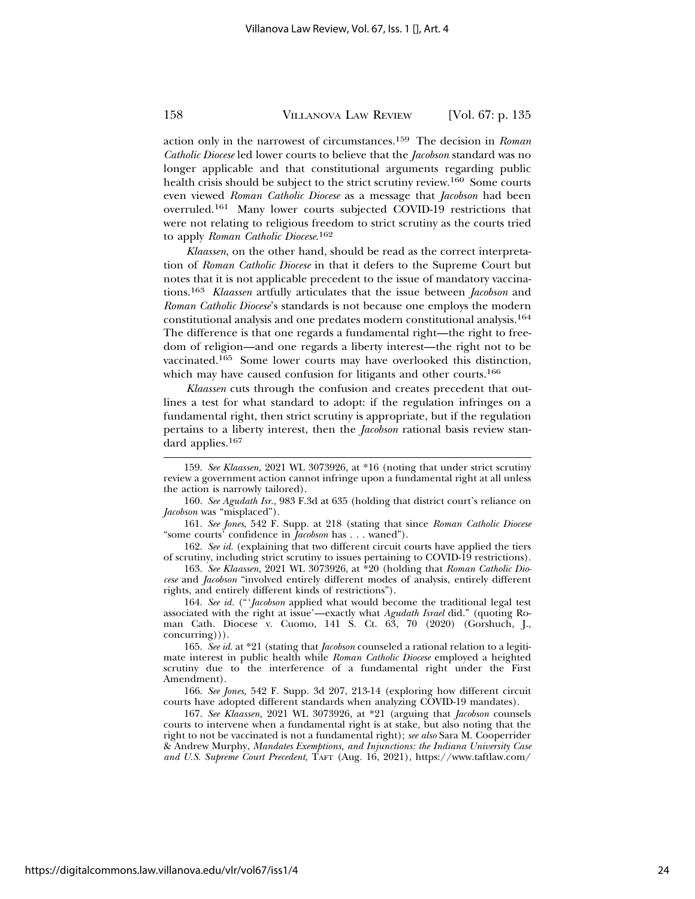action only in the narrowest of circumstances.[159] The decision in *Roman Catholic Diocese* led lower courts to believe that the *Jacobson* standard was no longer applicable and that constitutional arguments regarding public health crisis should be subject to the strict scrutiny review.[160] Some courts even viewed *Roman Catholic Diocese* as a message that *Jacobson* had been overruled.[161] Many lower courts subjected COVID-19 restrictions that were not relating to religious freedom to strict scrutiny as the courts tried to apply *Roman Catholic Diocese*.[162]

*Klaassen*, on the other hand, should be read as the correct interpretation of *Roman Catholic Diocese* in that it defers to the Supreme Court but notes that it is not applicable precedent to the issue of mandatory vaccinations.[163] *Klaassen* artfully articulates that the issue between *Jacobson* and *Roman Catholic Diocese*'s standards is not because one employs the modern constitutional analysis and one predates modern constitutional analysis.[164] The difference is that one regards a fundamental right—the right to freedom of religion—and one regards a liberty interest—the right not to be vaccinated.[165] Some lower courts may have overlooked this distinction, which may have caused confusion for litigants and other courts.[166]

*Klaassen* cuts through the confusion and creates precedent that outlines a test for what standard to adopt: if the regulation infringes on a fundamental right, then strict scrutiny is appropriate, but if the regulation pertains to a liberty interest, then the *Jacobson* rational basis review standard applies.[167]

---

159. *See Klaassen*, 2021 WL 3073926, at *16 (noting that under strict scrutiny review a government action cannot infringe upon a fundamental right at all unless the action is narrowly tailored).

160. *See Agudath Isr.*, 983 F.3d at 635 (holding that district court's reliance on *Jacobson* was "misplaced").

161. *See Jones*, 542 F. Supp. at 218 (stating that since *Roman Catholic Diocese* "some courts' confidence in *Jacobson* has . . . waned").

162. *See id.* (explaining that two different circuit courts have applied the tiers of scrutiny, including strict scrutiny to issues pertaining to COVID-19 restrictions).

163. *See Klaassen*, 2021 WL 3073926, at *20 (holding that *Roman Catholic Diocese* and *Jacobson* "involved entirely different modes of analysis, entirely different rights, and entirely different kinds of restrictions").

164. *See id.* ("'*Jacobson* applied what would become the traditional legal test associated with the right at issue'—exactly what *Agudath Israel* did." (quoting Roman Cath. Diocese v. Cuomo, 141 S. Ct. 63, 70 (2020) (Gorshuch, J., concurring))).

165. *See id.* at *21 (stating that *Jacobson* counseled a rational relation to a legitimate interest in public health while *Roman Catholic Diocese* employed a heightened scrutiny due to the interference of a fundamental right under the First Amendment).

166. *See Jones*, 542 F. Supp. 3d 207, 213-14 (exploring how different circuit courts have adopted different standards when analyzing COVID-19 mandates).

167. *See Klaassen*, 2021 WL 3073926, at *21 (arguing that *Jacobson* counsels courts to intervene when a fundamental right is at stake, but also noting that the right to not be vaccinated is not a fundamental right); *see also* Sara M. Cooperrider & Andrew Murphy, *Mandates Exemptions, and Injunctions: the Indiana University Case and U.S. Supreme Court Precedent*, TAFT (Aug. 16, 2021), https://www.taftlaw.com/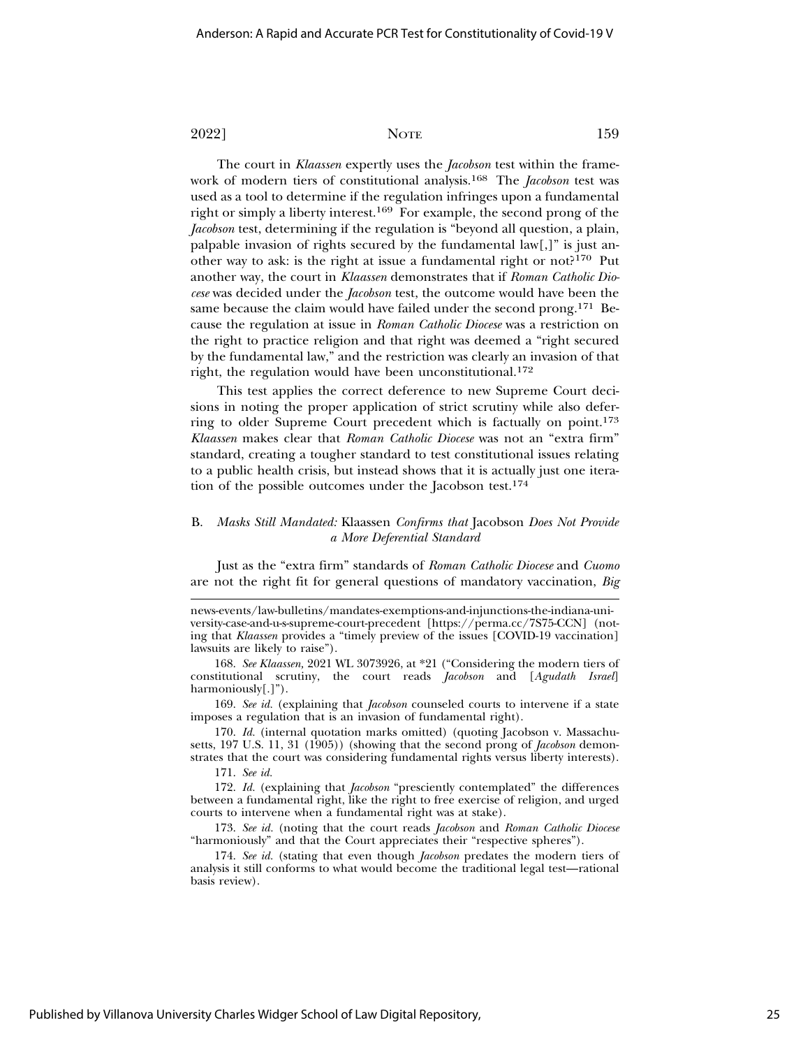The court in *Klaassen* expertly uses the *Jacobson* test within the framework of modern tiers of constitutional analysis.[168] The *Jacobson* test was used as a tool to determine if the regulation infringes upon a fundamental right or simply a liberty interest.[169] For example, the second prong of the *Jacobson* test, determining if the regulation is "beyond all question, a plain, palpable invasion of rights secured by the fundamental law[,]" is just another way to ask: is the right at issue a fundamental right or not?[170] Put another way, the court in *Klaassen* demonstrates that if *Roman Catholic Diocese* was decided under the *Jacobson* test, the outcome would have been the same because the claim would have failed under the second prong.[171] Because the regulation at issue in *Roman Catholic Diocese* was a restriction on the right to practice religion and that right was deemed a "right secured by the fundamental law," and the restriction was clearly an invasion of that right, the regulation would have been unconstitutional.[172]

This test applies the correct deference to new Supreme Court decisions in noting the proper application of strict scrutiny while also deferring to older Supreme Court precedent which is factually on point.[173] *Klaassen* makes clear that *Roman Catholic Diocese* was not an "extra firm" standard, creating a tougher standard to test constitutional issues relating to a public health crisis, but instead shows that it is actually just one iteration of the possible outcomes under the Jacobson test.[174]

### B. *Masks Still Mandated:* Klaassen *Confirms that* Jacobson *Does Not Provide a More Deferential Standard*

Just as the "extra firm" standards of *Roman Catholic Diocese* and *Cuomo* are not the right fit for general questions of mandatory vaccination, *Big*

---

news-events/law-bulletins/mandates-exemptions-and-injunctions-the-indiana-university-case-and-u-s-supreme-court-precedent [https://perma.cc/7S75-CCN] (noting that *Klaassen* provides a "timely preview of the issues [COVID-19 vaccination] lawsuits are likely to raise").

168. *See Klaassen,* 2021 WL 3073926, at *21 ("Considering the modern tiers of constitutional scrutiny, the court reads *Jacobson* and [*Agudath Israel*] harmoniously[.]").

169. *See id.* (explaining that *Jacobson* counseled courts to intervene if a state imposes a regulation that is an invasion of fundamental right).

170. *Id.* (internal quotation marks omitted) (quoting Jacobson v. Massachusetts, 197 U.S. 11, 31 (1905)) (showing that the second prong of *Jacobson* demonstrates that the court was considering fundamental rights versus liberty interests).

171. *See id.*

172. *Id.* (explaining that *Jacobson* "presciently contemplated" the differences between a fundamental right, like the right to free exercise of religion, and urged courts to intervene when a fundamental right was at stake).

173. *See id.* (noting that the court reads *Jacobson* and *Roman Catholic Diocese* "harmoniously" and that the Court appreciates their "respective spheres").

174. *See id.* (stating that even though *Jacobson* predates the modern tiers of analysis it still conforms to what would become the traditional legal test—rational basis review).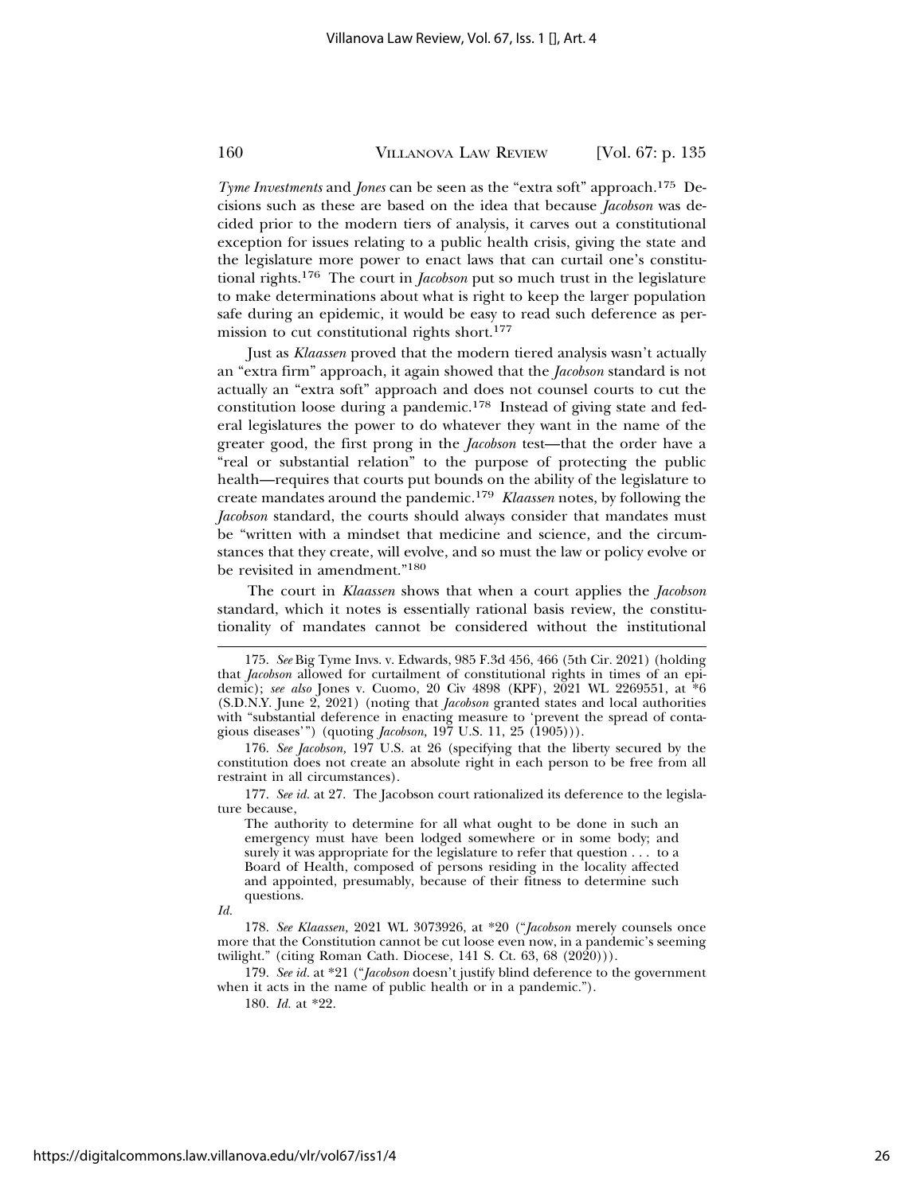*Tyme Investments* and *Jones* can be seen as the "extra soft" approach.[175] Decisions such as these are based on the idea that because *Jacobson* was decided prior to the modern tiers of analysis, it carves out a constitutional exception for issues relating to a public health crisis, giving the state and the legislature more power to enact laws that can curtail one's constitutional rights.[176] The court in *Jacobson* put so much trust in the legislature to make determinations about what is right to keep the larger population safe during an epidemic, it would be easy to read such deference as permission to cut constitutional rights short.[177]

Just as *Klaassen* proved that the modern tiered analysis wasn't actually an "extra firm" approach, it again showed that the *Jacobson* standard is not actually an "extra soft" approach and does not counsel courts to cut the constitution loose during a pandemic.[178] Instead of giving state and federal legislatures the power to do whatever they want in the name of the greater good, the first prong in the *Jacobson* test—that the order have a "real or substantial relation" to the purpose of protecting the public health—requires that courts put bounds on the ability of the legislature to create mandates around the pandemic.[179] *Klaassen* notes, by following the *Jacobson* standard, the courts should always consider that mandates must be "written with a mindset that medicine and science, and the circumstances that they create, will evolve, and so must the law or policy evolve or be revisited in amendment."[180]

The court in *Klaassen* shows that when a court applies the *Jacobson* standard, which it notes is essentially rational basis review, the constitutionality of mandates cannot be considered without the institutional

---

175. *See* Big Tyme Invs. v. Edwards, 985 F.3d 456, 466 (5th Cir. 2021) (holding that *Jacobson* allowed for curtailment of constitutional rights in times of an epidemic); *see also* Jones v. Cuomo, 20 Civ 4898 (KPF), 2021 WL 2269551, at *6 (S.D.N.Y. June 2, 2021) (noting that *Jacobson* granted states and local authorities with "substantial deference in enacting measure to 'prevent the spread of contagious diseases'") (quoting *Jacobson*, 197 U.S. 11, 25 (1905))).

176. *See Jacobson*, 197 U.S. at 26 (specifying that the liberty secured by the constitution does not create an absolute right in each person to be free from all restraint in all circumstances).

177. *See id.* at 27. The Jacobson court rationalized its deference to the legislature because,

> The authority to determine for all what ought to be done in such an emergency must have been lodged somewhere or in some body; and surely it was appropriate for the legislature to refer that question . . . to a Board of Health, composed of persons residing in the locality affected and appointed, presumably, because of their fitness to determine such questions.

*Id.*

178. *See Klaassen*, 2021 WL 3073926, at *20 ("*Jacobson* merely counsels once more that the Constitution cannot be cut loose even now, in a pandemic's seeming twilight." (citing Roman Cath. Diocese, 141 S. Ct. 63, 68 (2020))).

179. *See id.* at *21 ("*Jacobson* doesn't justify blind deference to the government when it acts in the name of public health or in a pandemic.").

180. *Id.* at *22.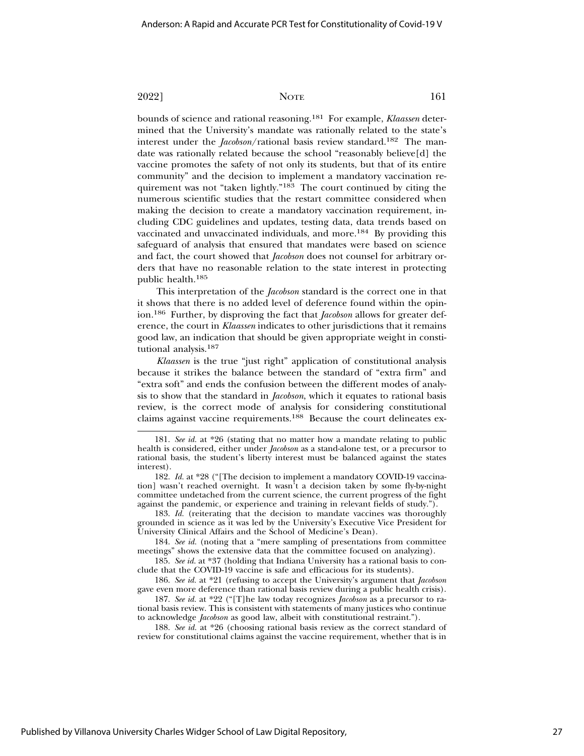bounds of science and rational reasoning.[181] For example, *Klaassen* determined that the University's mandate was rationally related to the state's interest under the *Jacobson*/rational basis review standard.[182] The mandate was rationally related because the school "reasonably believe[d] the vaccine promotes the safety of not only its students, but that of its entire community" and the decision to implement a mandatory vaccination requirement was not "taken lightly."[183] The court continued by citing the numerous scientific studies that the restart committee considered when making the decision to create a mandatory vaccination requirement, including CDC guidelines and updates, testing data, data trends based on vaccinated and unvaccinated individuals, and more.[184] By providing this safeguard of analysis that ensured that mandates were based on science and fact, the court showed that *Jacobson* does not counsel for arbitrary orders that have no reasonable relation to the state interest in protecting public health.[185]

This interpretation of the *Jacobson* standard is the correct one in that it shows that there is no added level of deference found within the opinion.[186] Further, by disproving the fact that *Jacobson* allows for greater deference, the court in *Klaassen* indicates to other jurisdictions that it remains good law, an indication that should be given appropriate weight in constitutional analysis.[187]

*Klaassen* is the true "just right" application of constitutional analysis because it strikes the balance between the standard of "extra firm" and "extra soft" and ends the confusion between the different modes of analysis to show that the standard in *Jacobson*, which it equates to rational basis review, is the correct mode of analysis for considering constitutional claims against vaccine requirements.[188] Because the court delineates ex-

---

181. *See id.* at *26 (stating that no matter how a mandate relating to public health is considered, either under *Jacobson* as a stand-alone test, or a precursor to rational basis, the student's liberty interest must be balanced against the states interest).

182. *Id.* at *28 ("[The decision to implement a mandatory COVID-19 vaccination] wasn't reached overnight. It wasn't a decision taken by some fly-by-night committee undetached from the current science, the current progress of the fight against the pandemic, or experience and training in relevant fields of study.").

183. *Id.* (reiterating that the decision to mandate vaccines was thoroughly grounded in science as it was led by the University's Executive Vice President for University Clinical Affairs and the School of Medicine's Dean).

184. *See id.* (noting that a "mere sampling of presentations from committee meetings" shows the extensive data that the committee focused on analyzing).

185. *See id.* at *37 (holding that Indiana University has a rational basis to conclude that the COVID-19 vaccine is safe and efficacious for its students).

186. *See id.* at *21 (refusing to accept the University's argument that *Jacobson* gave even more deference than rational basis review during a public health crisis).

187. *See id.* at *22 ("[T]he law today recognizes *Jacobson* as a precursor to rational basis review. This is consistent with statements of many justices who continue to acknowledge *Jacobson* as good law, albeit with constitutional restraint.").

188. *See id.* at *26 (choosing rational basis review as the correct standard of review for constitutional claims against the vaccine requirement, whether that is in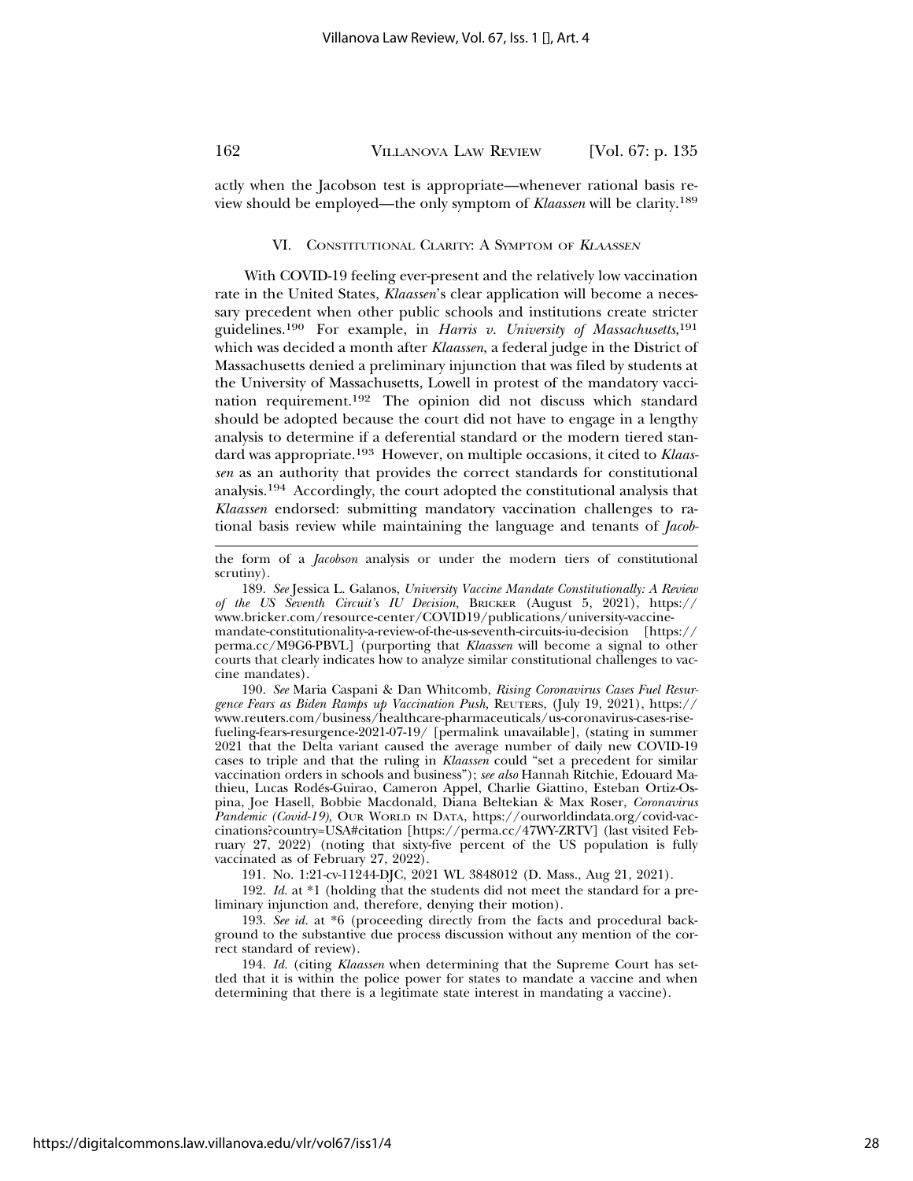actly when the Jacobson test is appropriate—whenever rational basis review should be employed—the only symptom of *Klaassen* will be clarity.[189]

## VI. Constitutional Clarity: A Symptom of *Klaassen*

With COVID-19 feeling ever-present and the relatively low vaccination rate in the United States, *Klaassen*'s clear application will become a necessary precedent when other public schools and institutions create stricter guidelines.[190] For example, in *Harris v. University of Massachusetts*,[191] which was decided a month after *Klaassen*, a federal judge in the District of Massachusetts denied a preliminary injunction that was filed by students at the University of Massachusetts, Lowell in protest of the mandatory vaccination requirement.[192] The opinion did not discuss which standard should be adopted because the court did not have to engage in a lengthy analysis to determine if a deferential standard or the modern tiered standard was appropriate.[193] However, on multiple occasions, it cited to *Klaassen* as an authority that provides the correct standards for constitutional analysis.[194] Accordingly, the court adopted the constitutional analysis that *Klaassen* endorsed: submitting mandatory vaccination challenges to rational basis review while maintaining the language and tenants of *Jacob-*

---

the form of a *Jacobson* analysis or under the modern tiers of constitutional scrutiny).

189. *See* Jessica L. Galanos, *University Vaccine Mandate Constitutionally: A Review of the US Seventh Circuit's IU Decision*, Bricker (August 5, 2021), https://www.bricker.com/resource-center/COVID19/publications/university-vaccine-mandate-constitutionality-a-review-of-the-us-seventh-circuits-iu-decision [https://perma.cc/M9G6-PBVL] (purporting that *Klaassen* will become a signal to other courts that clearly indicates how to analyze similar constitutional challenges to vaccine mandates).

190. *See* Maria Caspani & Dan Whitcomb, *Rising Coronavirus Cases Fuel Resurgence Fears as Biden Ramps up Vaccination Push*, Reuters, (July 19, 2021), https://www.reuters.com/business/healthcare-pharmaceuticals/us-coronavirus-cases-rise-fueling-fears-resurgence-2021-07-19/ [permalink unavailable], (stating in summer 2021 that the Delta variant caused the average number of daily new COVID-19 cases to triple and that the ruling in *Klaassen* could "set a precedent for similar vaccination orders in schools and business"); *see also* Hannah Ritchie, Edouard Mathieu, Lucas Rodés-Guirao, Cameron Appel, Charlie Giattino, Esteban Ortiz-Ospina, Joe Hasell, Bobbie Macdonald, Diana Beltekian & Max Roser, *Coronavirus Pandemic (Covid-19)*, Our World in Data, https://ourworldindata.org/covid-vaccinations?country=USA#citation [https://perma.cc/47WY-ZRTV] (last visited February 27, 2022) (noting that sixty-five percent of the US population is fully vaccinated as of February 27, 2022).

191. No. 1:21-cv-11244-DJC, 2021 WL 3848012 (D. Mass., Aug 21, 2021).

192. *Id.* at *1 (holding that the students did not meet the standard for a preliminary injunction and, therefore, denying their motion).

193. *See id.* at *6 (proceeding directly from the facts and procedural background to the substantive due process discussion without any mention of the correct standard of review).

194. *Id.* (citing *Klaassen* when determining that the Supreme Court has settled that it is within the police power for states to mandate a vaccine and when determining that there is a legitimate state interest in mandating a vaccine).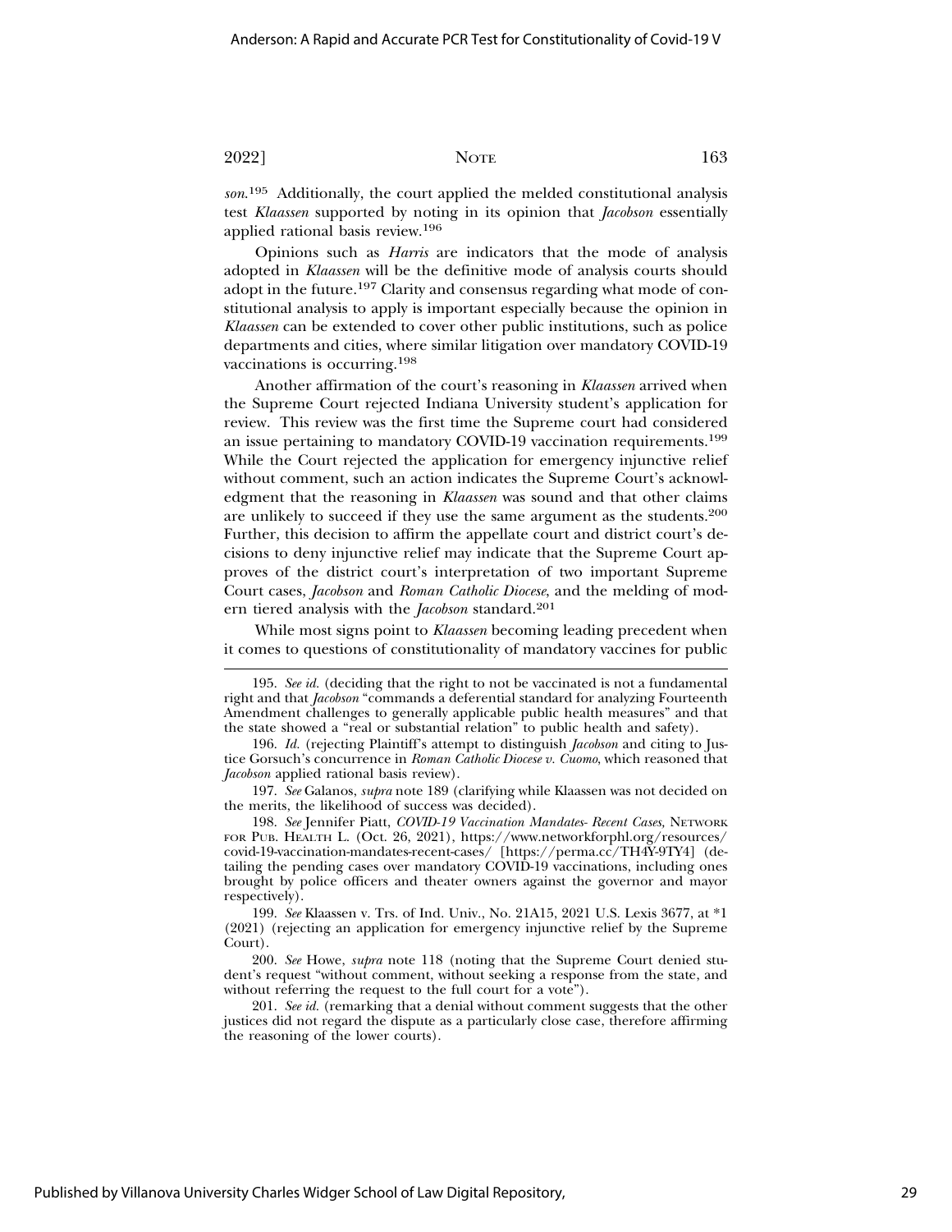*son*.[195] Additionally, the court applied the melded constitutional analysis test *Klaassen* supported by noting in its opinion that *Jacobson* essentially applied rational basis review.[196]

Opinions such as *Harris* are indicators that the mode of analysis adopted in *Klaassen* will be the definitive mode of analysis courts should adopt in the future.[197] Clarity and consensus regarding what mode of constitutional analysis to apply is important especially because the opinion in *Klaassen* can be extended to cover other public institutions, such as police departments and cities, where similar litigation over mandatory COVID-19 vaccinations is occurring.[198]

Another affirmation of the court's reasoning in *Klaassen* arrived when the Supreme Court rejected Indiana University student's application for review. This review was the first time the Supreme court had considered an issue pertaining to mandatory COVID-19 vaccination requirements.[199] While the Court rejected the application for emergency injunctive relief without comment, such an action indicates the Supreme Court's acknowledgment that the reasoning in *Klaassen* was sound and that other claims are unlikely to succeed if they use the same argument as the students.[200] Further, this decision to affirm the appellate court and district court's decisions to deny injunctive relief may indicate that the Supreme Court approves of the district court's interpretation of two important Supreme Court cases, *Jacobson* and *Roman Catholic Diocese*, and the melding of modern tiered analysis with the *Jacobson* standard.[201]

While most signs point to *Klaassen* becoming leading precedent when it comes to questions of constitutionality of mandatory vaccines for public

---

195. *See id.* (deciding that the right to not be vaccinated is not a fundamental right and that *Jacobson* "commands a deferential standard for analyzing Fourteenth Amendment challenges to generally applicable public health measures" and that the state showed a "real or substantial relation" to public health and safety).

196. *Id.* (rejecting Plaintiff's attempt to distinguish *Jacobson* and citing to Justice Gorsuch's concurrence in *Roman Catholic Diocese v. Cuomo*, which reasoned that *Jacobson* applied rational basis review).

197. *See* Galanos, *supra* note 189 (clarifying while Klaassen was not decided on the merits, the likelihood of success was decided).

198. *See* Jennifer Piatt, *COVID-19 Vaccination Mandates- Recent Cases,* NETWORK FOR PUB. HEALTH L. (Oct. 26, 2021), https://www.networkforphl.org/resources/covid-19-vaccination-mandates-recent-cases/ [https://perma.cc/TH4Y-9TY4] (detailing the pending cases over mandatory COVID-19 vaccinations, including ones brought by police officers and theater owners against the governor and mayor respectively).

199. *See* Klaassen v. Trs. of Ind. Univ., No. 21A15, 2021 U.S. Lexis 3677, at *1 (2021) (rejecting an application for emergency injunctive relief by the Supreme Court).

200. *See* Howe, *supra* note 118 (noting that the Supreme Court denied student's request "without comment, without seeking a response from the state, and without referring the request to the full court for a vote").

201. *See id.* (remarking that a denial without comment suggests that the other justices did not regard the dispute as a particularly close case, therefore affirming the reasoning of the lower courts).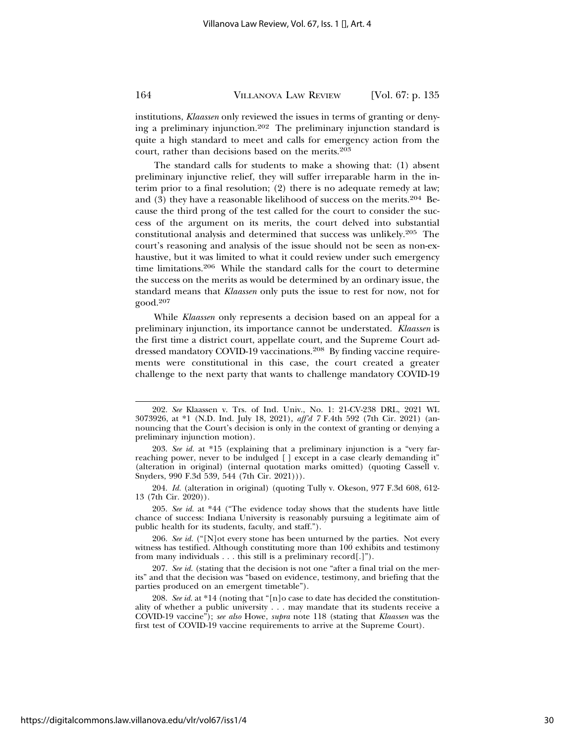institutions, *Klaassen* only reviewed the issues in terms of granting or denying a preliminary injunction.[202] The preliminary injunction standard is quite a high standard to meet and calls for emergency action from the court, rather than decisions based on the merits.[203]

The standard calls for students to make a showing that: (1) absent preliminary injunctive relief, they will suffer irreparable harm in the interim prior to a final resolution; (2) there is no adequate remedy at law; and (3) they have a reasonable likelihood of success on the merits.[204] Because the third prong of the test called for the court to consider the success of the argument on its merits, the court delved into substantial constitutional analysis and determined that success was unlikely.[205] The court's reasoning and analysis of the issue should not be seen as non-exhaustive, but it was limited to what it could review under such emergency time limitations.[206] While the standard calls for the court to determine the success on the merits as would be determined by an ordinary issue, the standard means that *Klaassen* only puts the issue to rest for now, not for good.[207]

While *Klaassen* only represents a decision based on an appeal for a preliminary injunction, its importance cannot be understated. *Klaassen* is the first time a district court, appellate court, and the Supreme Court addressed mandatory COVID-19 vaccinations.[208] By finding vaccine requirements were constitutional in this case, the court created a greater challenge to the next party that wants to challenge mandatory COVID-19

---

202. *See* Klaassen v. Trs. of Ind. Univ., No. 1: 21-CV-238 DRL, 2021 WL 3073926, at *1 (N.D. Ind. July 18, 2021), *aff'd* 7 F.4th 592 (7th Cir. 2021) (announcing that the Court's decision is only in the context of granting or denying a preliminary injunction motion).

203. *See id.* at *15 (explaining that a preliminary injunction is a "very far-reaching power, never to be indulged [ ] except in a case clearly demanding it" (alteration in original) (internal quotation marks omitted) (quoting Cassell v. Snyders, 990 F.3d 539, 544 (7th Cir. 2021))).

204. *Id.* (alteration in original) (quoting Tully v. Okeson, 977 F.3d 608, 612-13 (7th Cir. 2020)).

205. *See id.* at *44 ("The evidence today shows that the students have little chance of success: Indiana University is reasonably pursuing a legitimate aim of public health for its students, faculty, and staff.").

206. *See id.* ("[N]ot every stone has been unturned by the parties. Not every witness has testified. Although constituting more than 100 exhibits and testimony from many individuals . . . this still is a preliminary record[.]").

207. *See id.* (stating that the decision is not one "after a final trial on the merits" and that the decision was "based on evidence, testimony, and briefing that the parties produced on an emergent timetable").

208. *See id.* at *14 (noting that "[n]o case to date has decided the constitutionality of whether a public university . . . may mandate that its students receive a COVID-19 vaccine"); *see also* Howe, *supra* note 118 (stating that *Klaassen* was the first test of COVID-19 vaccine requirements to arrive at the Supreme Court).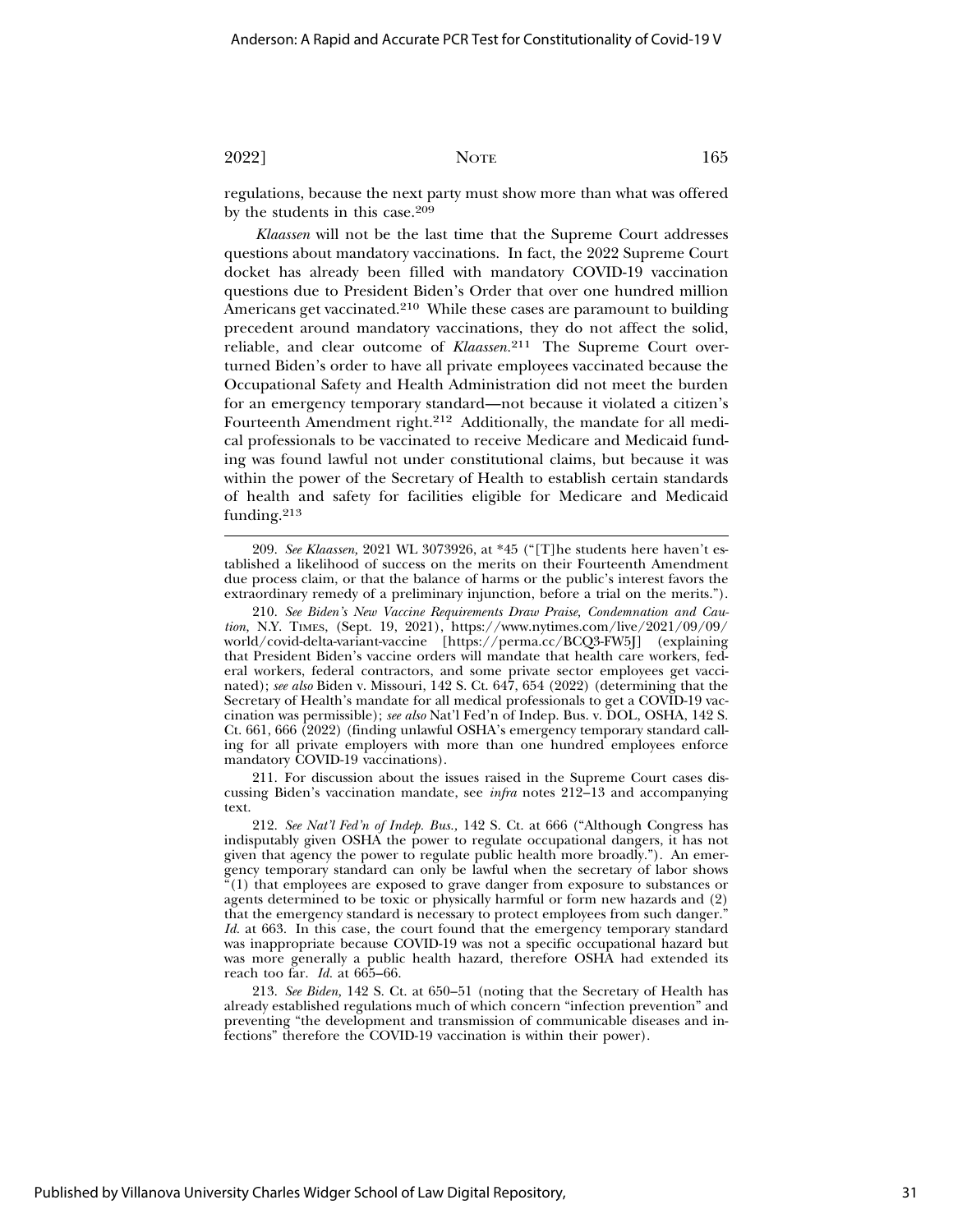regulations, because the next party must show more than what was offered by the students in this case.[209]

*Klaassen* will not be the last time that the Supreme Court addresses questions about mandatory vaccinations. In fact, the 2022 Supreme Court docket has already been filled with mandatory COVID-19 vaccination questions due to President Biden's Order that over one hundred million Americans get vaccinated.[210] While these cases are paramount to building precedent around mandatory vaccinations, they do not affect the solid, reliable, and clear outcome of *Klaassen*.[211] The Supreme Court overturned Biden's order to have all private employees vaccinated because the Occupational Safety and Health Administration did not meet the burden for an emergency temporary standard—not because it violated a citizen's Fourteenth Amendment right.[212] Additionally, the mandate for all medical professionals to be vaccinated to receive Medicare and Medicaid funding was found lawful not under constitutional claims, but because it was within the power of the Secretary of Health to establish certain standards of health and safety for facilities eligible for Medicare and Medicaid funding.[213]

---

209. *See Klaassen*, 2021 WL 3073926, at *45 ("[T]he students here haven't established a likelihood of success on the merits on their Fourteenth Amendment due process claim, or that the balance of harms or the public's interest favors the extraordinary remedy of a preliminary injunction, before a trial on the merits.").

210. *See Biden's New Vaccine Requirements Draw Praise, Condemnation and Caution*, N.Y. TIMES, (Sept. 19, 2021), https://www.nytimes.com/live/2021/09/09/world/covid-delta-variant-vaccine [https://perma.cc/BCQ3-FW5J] (explaining that President Biden's vaccine orders will mandate that health care workers, federal workers, federal contractors, and some private sector employees get vaccinated); *see also* Biden v. Missouri, 142 S. Ct. 647, 654 (2022) (determining that the Secretary of Health's mandate for all medical professionals to get a COVID-19 vaccination was permissible); *see also* Nat'l Fed'n of Indep. Bus. v. DOL, OSHA, 142 S. Ct. 661, 666 (2022) (finding unlawful OSHA's emergency temporary standard calling for all private employers with more than one hundred employees enforce mandatory COVID-19 vaccinations).

211. For discussion about the issues raised in the Supreme Court cases discussing Biden's vaccination mandate, see *infra* notes 212–13 and accompanying text.

212. *See Nat'l Fed'n of Indep. Bus.*, 142 S. Ct. at 666 ("Although Congress has indisputably given OSHA the power to regulate occupational dangers, it has not given that agency the power to regulate public health more broadly."). An emergency temporary standard can only be lawful when the secretary of labor shows "(1) that employees are exposed to grave danger from exposure to substances or agents determined to be toxic or physically harmful or form new hazards and (2) that the emergency standard is necessary to protect employees from such danger." *Id.* at 663. In this case, the court found that the emergency temporary standard was inappropriate because COVID-19 was not a specific occupational hazard but was more generally a public health hazard, therefore OSHA had extended its reach too far. *Id.* at 665–66.

213. *See Biden*, 142 S. Ct. at 650–51 (noting that the Secretary of Health has already established regulations much of which concern "infection prevention" and preventing "the development and transmission of communicable diseases and infections" therefore the COVID-19 vaccination is within their power).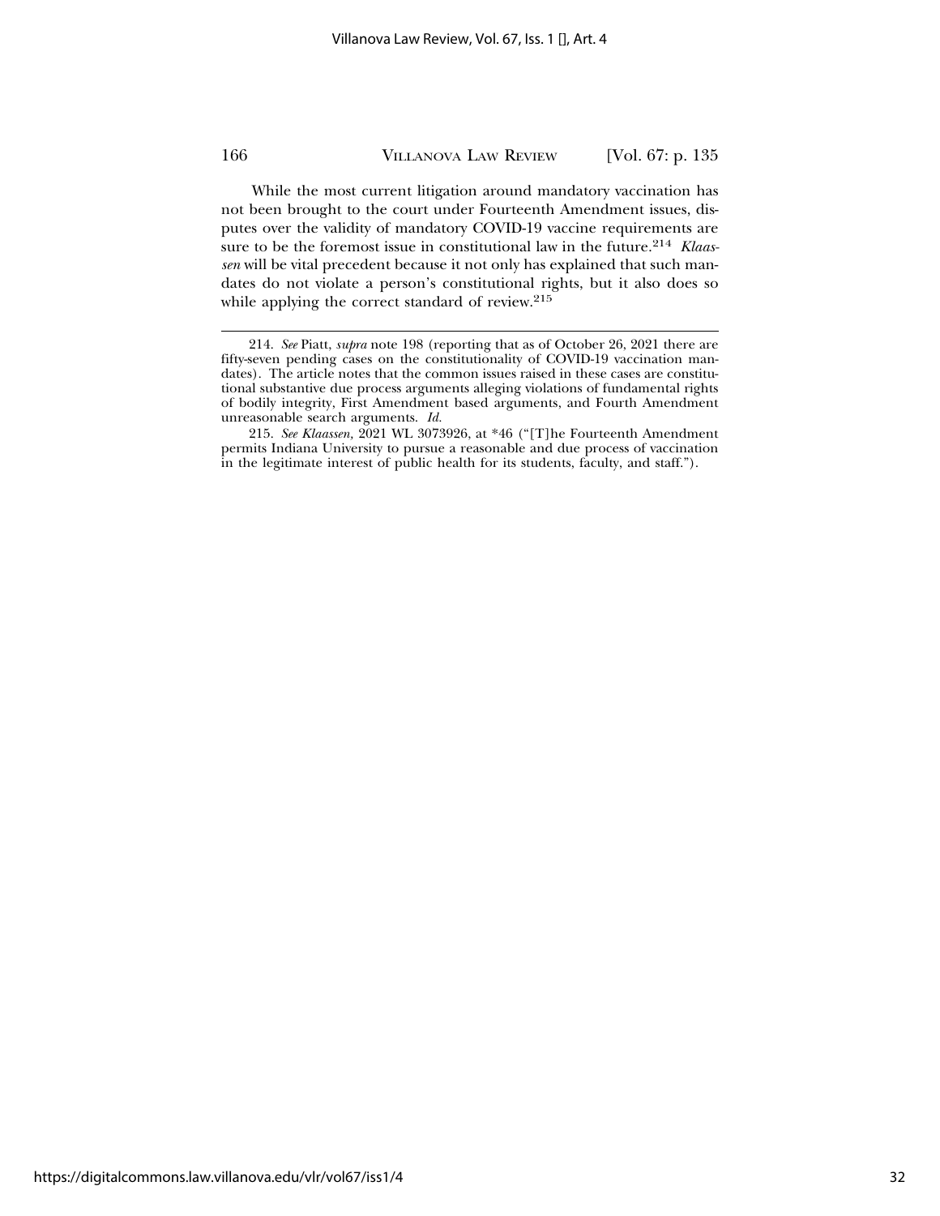While the most current litigation around mandatory vaccination has not been brought to the court under Fourteenth Amendment issues, disputes over the validity of mandatory COVID-19 vaccine requirements are sure to be the foremost issue in constitutional law in the future.[214] *Klaassen* will be vital precedent because it not only has explained that such mandates do not violate a person's constitutional rights, but it also does so while applying the correct standard of review.[215]

---

214. *See* Piatt, *supra* note 198 (reporting that as of October 26, 2021 there are fifty-seven pending cases on the constitutionality of COVID-19 vaccination mandates). The article notes that the common issues raised in these cases are constitutional substantive due process arguments alleging violations of fundamental rights of bodily integrity, First Amendment based arguments, and Fourth Amendment unreasonable search arguments. *Id.*

215. *See Klaassen*, 2021 WL 3073926, at *46 ("[T]he Fourteenth Amendment permits Indiana University to pursue a reasonable and due process of vaccination in the legitimate interest of public health for its students, faculty, and staff.").